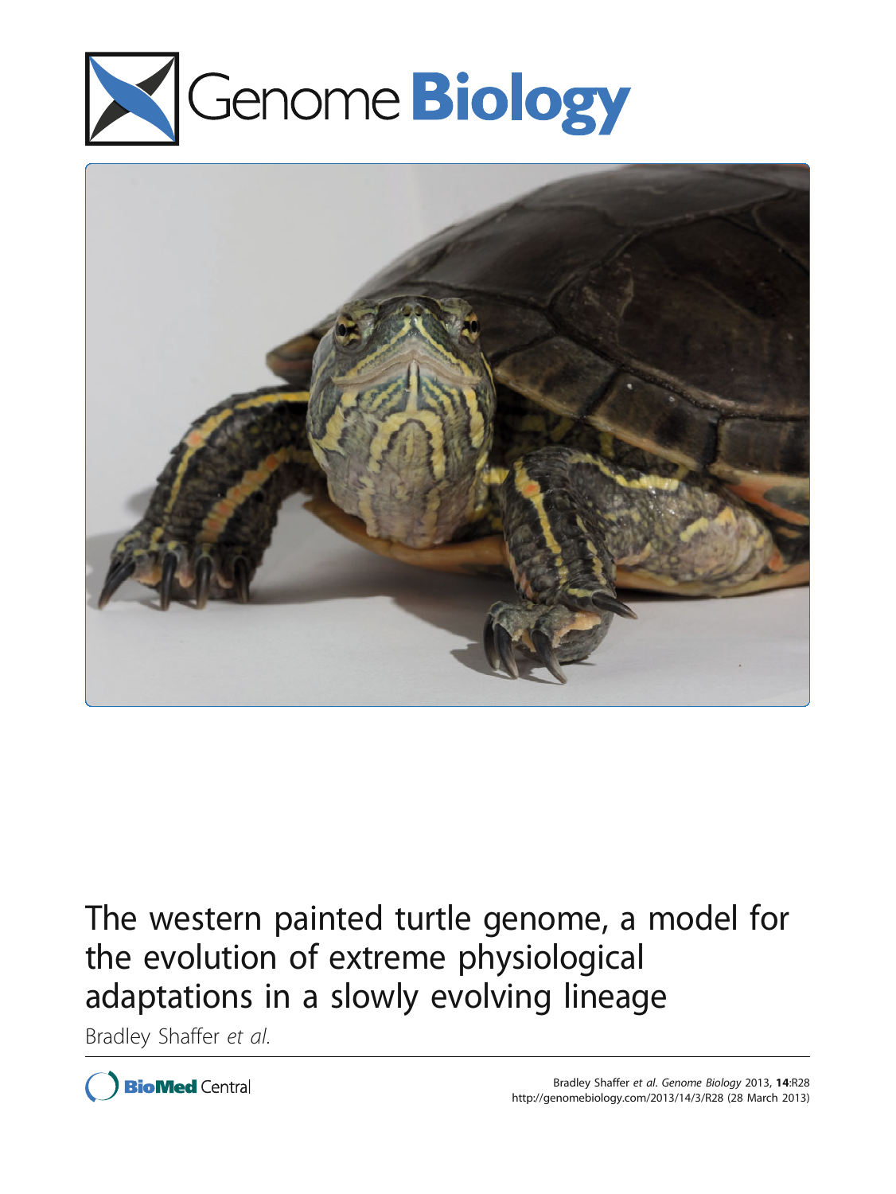# The western painted turtle genome, a model for the evolution of extreme physiological adaptations in a slowly evolving lineage

Bradley Shaffer *et al.*

Bradley Shaffer *et al. Genome Biology* 2013, **14**:R28
http://genomebiology.com/2013/14/3/R28 (28 March 2013)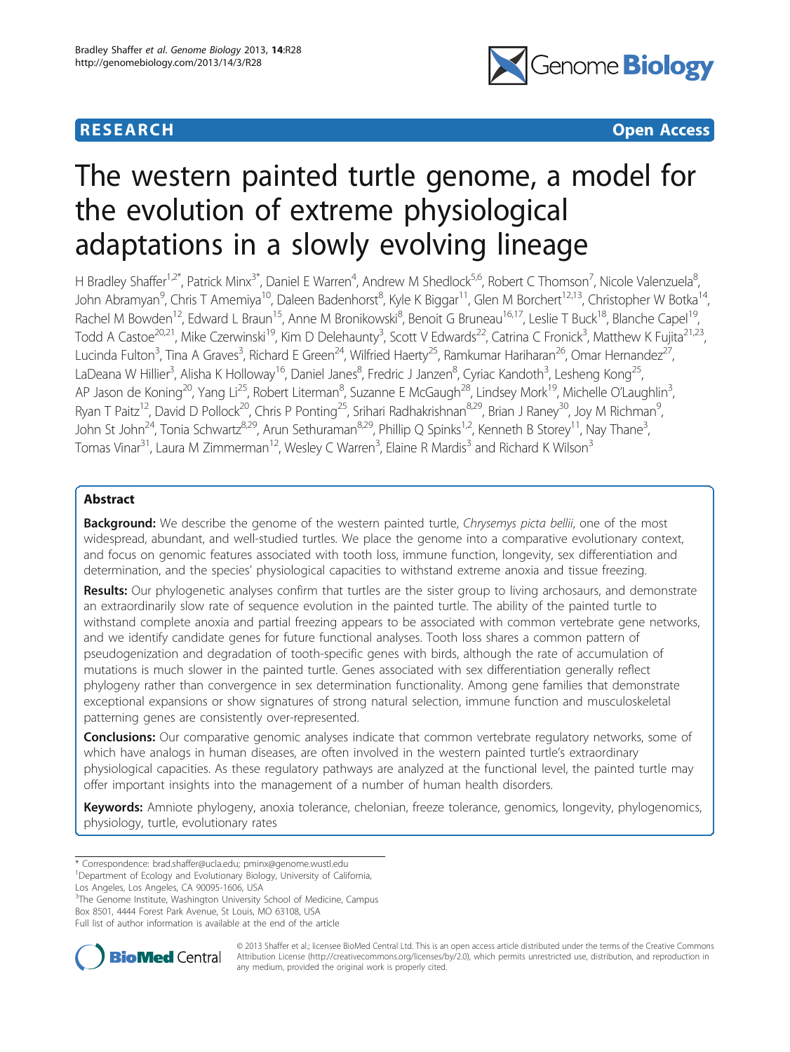# The western painted turtle genome, a model for the evolution of extreme physiological adaptations in a slowly evolving lineage

**RESEARCH** **Open Access**

H Bradley Shaffer[1,2*], Patrick Minx[3*], Daniel E Warren[4], Andrew M Shedlock[5,6], Robert C Thomson[7], Nicole Valenzuela[8], John Abramyan[9], Chris T Amemiya[10], Daleen Badenhorst[8], Kyle K Biggar[11], Glen M Borchert[12,13], Christopher W Botka[14], Rachel M Bowden[12], Edward L Braun[15], Anne M Bronikowski[8], Benoit G Bruneau[16,17], Leslie T Buck[18], Blanche Capel[19], Todd A Castoe[20,21], Mike Czerwinski[19], Kim D Delehaunty[3], Scott V Edwards[22], Catrina C Fronick[3], Matthew K Fujita[21,23], Lucinda Fulton[3], Tina A Graves[3], Richard E Green[24], Wilfried Haerty[25], Ramkumar Hariharan[26], Omar Hernandez[27], LaDeana W Hillier[3], Alisha K Holloway[16], Daniel Janes[8], Fredric J Janzen[8], Cyriac Kandoth[3], Lesheng Kong[25], AP Jason de Koning[20], Yang Li[25], Robert Literman[8], Suzanne E McGaugh[28], Lindsey Mork[19], Michelle O'Laughlin[3], Ryan T Paitz[12], David D Pollock[20], Chris P Ponting[25], Srihari Radhakrishnan[8,29], Brian J Raney[30], Joy M Richman[9], John St John[24], Tonia Schwartz[8,29], Arun Sethuraman[8,29], Phillip Q Spinks[1,2], Kenneth B Storey[11], Nay Thane[3], Tomas Vinar[31], Laura M Zimmerman[12], Wesley C Warren[3], Elaine R Mardis[3] and Richard K Wilson[3]

## Abstract

**Background:** We describe the genome of the western painted turtle, *Chrysemys picta bellii*, one of the most widespread, abundant, and well-studied turtles. We place the genome into a comparative evolutionary context, and focus on genomic features associated with tooth loss, immune function, longevity, sex differentiation and determination, and the species' physiological capacities to withstand extreme anoxia and tissue freezing.

**Results:** Our phylogenetic analyses confirm that turtles are the sister group to living archosaurs, and demonstrate an extraordinarily slow rate of sequence evolution in the painted turtle. The ability of the painted turtle to withstand complete anoxia and partial freezing appears to be associated with common vertebrate gene networks, and we identify candidate genes for future functional analyses. Tooth loss shares a common pattern of pseudogenization and degradation of tooth-specific genes with birds, although the rate of accumulation of mutations is much slower in the painted turtle. Genes associated with sex differentiation generally reflect phylogeny rather than convergence in sex determination functionality. Among gene families that demonstrate exceptional expansions or show signatures of strong natural selection, immune function and musculoskeletal patterning genes are consistently over-represented.

**Conclusions:** Our comparative genomic analyses indicate that common vertebrate regulatory networks, some of which have analogs in human diseases, are often involved in the western painted turtle's extraordinary physiological capacities. As these regulatory pathways are analyzed at the functional level, the painted turtle may offer important insights into the management of a number of human health disorders.

**Keywords:** Amniote phylogeny, anoxia tolerance, chelonian, freeze tolerance, genomics, longevity, phylogenomics, physiology, turtle, evolutionary rates

\* Correspondence: brad.shaffer@ucla.edu; pminx@genome.wustl.edu
[1]Department of Ecology and Evolutionary Biology, University of California, Los Angeles, Los Angeles, CA 90095-1606, USA
[3]The Genome Institute, Washington University School of Medicine, Campus Box 8501, 4444 Forest Park Avenue, St Louis, MO 63108, USA
Full list of author information is available at the end of the article

© 2013 Shaffer et al.; licensee BioMed Central Ltd. This is an open access article distributed under the terms of the Creative Commons Attribution License (http://creativecommons.org/licenses/by/2.0), which permits unrestricted use, distribution, and reproduction in any medium, provided the original work is properly cited.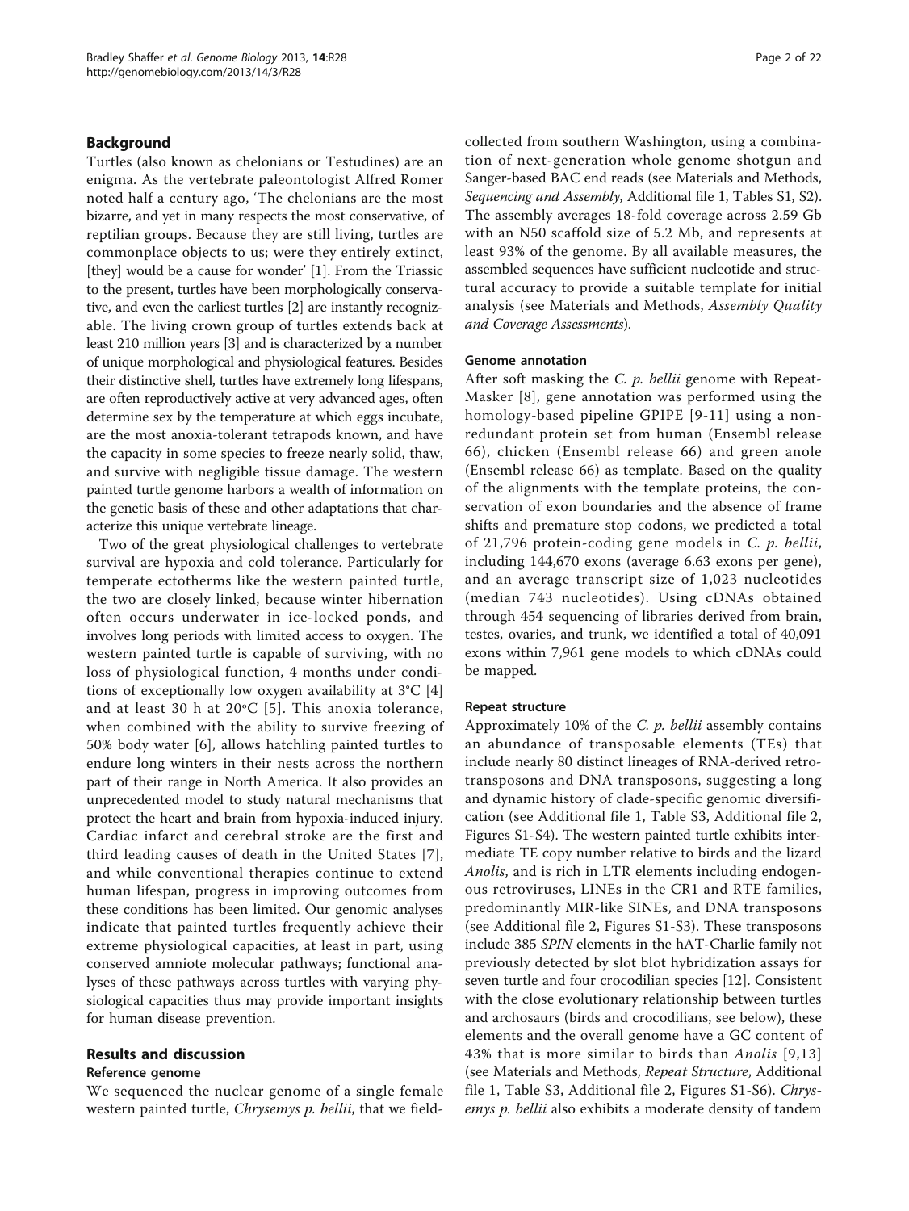## Background

Turtles (also known as chelonians or Testudines) are an enigma. As the vertebrate paleontologist Alfred Romer noted half a century ago, 'The chelonians are the most bizarre, and yet in many respects the most conservative, of reptilian groups. Because they are still living, turtles are commonplace objects to us; were they entirely extinct, [they] would be a cause for wonder' [1]. From the Triassic to the present, turtles have been morphologically conservative, and even the earliest turtles [2] are instantly recognizable. The living crown group of turtles extends back at least 210 million years [3] and is characterized by a number of unique morphological and physiological features. Besides their distinctive shell, turtles have extremely long lifespans, are often reproductively active at very advanced ages, often determine sex by the temperature at which eggs incubate, are the most anoxia-tolerant tetrapods known, and have the capacity in some species to freeze nearly solid, thaw, and survive with negligible tissue damage. The western painted turtle genome harbors a wealth of information on the genetic basis of these and other adaptations that characterize this unique vertebrate lineage.

Two of the great physiological challenges to vertebrate survival are hypoxia and cold tolerance. Particularly for temperate ectotherms like the western painted turtle, the two are closely linked, because winter hibernation often occurs underwater in ice-locked ponds, and involves long periods with limited access to oxygen. The western painted turtle is capable of surviving, with no loss of physiological function, 4 months under conditions of exceptionally low oxygen availability at 3°C [4] and at least 30 h at 20°C [5]. This anoxia tolerance, when combined with the ability to survive freezing of 50% body water [6], allows hatchling painted turtles to endure long winters in their nests across the northern part of their range in North America. It also provides an unprecedented model to study natural mechanisms that protect the heart and brain from hypoxia-induced injury. Cardiac infarct and cerebral stroke are the first and third leading causes of death in the United States [7], and while conventional therapies continue to extend human lifespan, progress in improving outcomes from these conditions has been limited. Our genomic analyses indicate that painted turtles frequently achieve their extreme physiological capacities, at least in part, using conserved amniote molecular pathways; functional analyses of these pathways across turtles with varying physiological capacities thus may provide important insights for human disease prevention.

## Results and discussion

### Reference genome

We sequenced the nuclear genome of a single female western painted turtle, *Chrysemys p. bellii*, that we field-collected from southern Washington, using a combination of next-generation whole genome shotgun and Sanger-based BAC end reads (see Materials and Methods, *Sequencing and Assembly*, Additional file 1, Tables S1, S2). The assembly averages 18-fold coverage across 2.59 Gb with an N50 scaffold size of 5.2 Mb, and represents at least 93% of the genome. By all available measures, the assembled sequences have sufficient nucleotide and structural accuracy to provide a suitable template for initial analysis (see Materials and Methods, *Assembly Quality and Coverage Assessments*).

### Genome annotation

After soft masking the *C. p. bellii* genome with RepeatMasker [8], gene annotation was performed using the homology-based pipeline GPIPE [9-11] using a non-redundant protein set from human (Ensembl release 66), chicken (Ensembl release 66) and green anole (Ensembl release 66) as template. Based on the quality of the alignments with the template proteins, the conservation of exon boundaries and the absence of frame shifts and premature stop codons, we predicted a total of 21,796 protein-coding gene models in *C. p. bellii*, including 144,670 exons (average 6.63 exons per gene), and an average transcript size of 1,023 nucleotides (median 743 nucleotides). Using cDNAs obtained through 454 sequencing of libraries derived from brain, testes, ovaries, and trunk, we identified a total of 40,091 exons within 7,961 gene models to which cDNAs could be mapped.

### Repeat structure

Approximately 10% of the *C. p. bellii* assembly contains an abundance of transposable elements (TEs) that include nearly 80 distinct lineages of RNA-derived retrotransposons and DNA transposons, suggesting a long and dynamic history of clade-specific genomic diversification (see Additional file 1, Table S3, Additional file 2, Figures S1-S4). The western painted turtle exhibits intermediate TE copy number relative to birds and the lizard *Anolis*, and is rich in LTR elements including endogenous retroviruses, LINEs in the CR1 and RTE families, predominantly MIR-like SINEs, and DNA transposons (see Additional file 2, Figures S1-S3). These transposons include 385 *SPIN* elements in the hAT-Charlie family not previously detected by slot blot hybridization assays for seven turtle and four crocodilian species [12]. Consistent with the close evolutionary relationship between turtles and archosaurs (birds and crocodilians, see below), these elements and the overall genome have a GC content of 43% that is more similar to birds than *Anolis* [9,13] (see Materials and Methods, *Repeat Structure*, Additional file 1, Table S3, Additional file 2, Figures S1-S6). *Chrysemys p. bellii* also exhibits a moderate density of tandem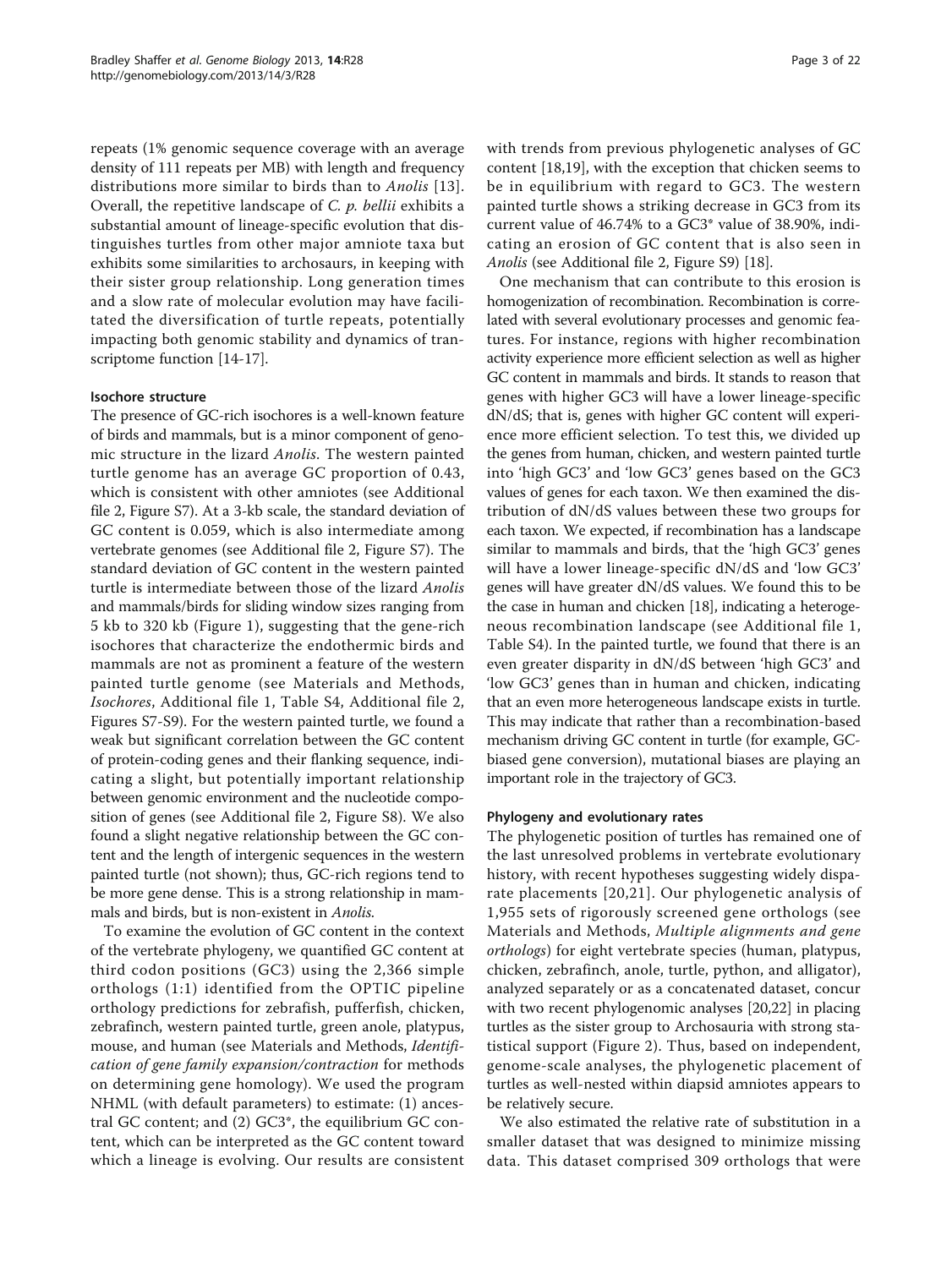repeats (1% genomic sequence coverage with an average density of 111 repeats per MB) with length and frequency distributions more similar to birds than to *Anolis* [13]. Overall, the repetitive landscape of *C. p. bellii* exhibits a substantial amount of lineage-specific evolution that distinguishes turtles from other major amniote taxa but exhibits some similarities to archosaurs, in keeping with their sister group relationship. Long generation times and a slow rate of molecular evolution may have facilitated the diversification of turtle repeats, potentially impacting both genomic stability and dynamics of transcriptome function [14-17].

### Isochore structure

The presence of GC-rich isochores is a well-known feature of birds and mammals, but is a minor component of genomic structure in the lizard *Anolis*. The western painted turtle genome has an average GC proportion of 0.43, which is consistent with other amniotes (see Additional file 2, Figure S7). At a 3-kb scale, the standard deviation of GC content is 0.059, which is also intermediate among vertebrate genomes (see Additional file 2, Figure S7). The standard deviation of GC content in the western painted turtle is intermediate between those of the lizard *Anolis* and mammals/birds for sliding window sizes ranging from 5 kb to 320 kb (Figure 1), suggesting that the gene-rich isochores that characterize the endothermic birds and mammals are not as prominent a feature of the western painted turtle genome (see Materials and Methods, *Isochores*, Additional file 1, Table S4, Additional file 2, Figures S7-S9). For the western painted turtle, we found a weak but significant correlation between the GC content of protein-coding genes and their flanking sequence, indicating a slight, but potentially important relationship between genomic environment and the nucleotide composition of genes (see Additional file 2, Figure S8). We also found a slight negative relationship between the GC content and the length of intergenic sequences in the western painted turtle (not shown); thus, GC-rich regions tend to be more gene dense. This is a strong relationship in mammals and birds, but is non-existent in *Anolis*.

To examine the evolution of GC content in the context of the vertebrate phylogeny, we quantified GC content at third codon positions (GC3) using the 2,366 simple orthologs (1:1) identified from the OPTIC pipeline orthology predictions for zebrafish, pufferfish, chicken, zebrafinch, western painted turtle, green anole, platypus, mouse, and human (see Materials and Methods, *Identification of gene family expansion/contraction* for methods on determining gene homology). We used the program NHML (with default parameters) to estimate: (1) ancestral GC content; and (2) GC3*, the equilibrium GC content, which can be interpreted as the GC content toward which a lineage is evolving. Our results are consistent with trends from previous phylogenetic analyses of GC content [18,19], with the exception that chicken seems to be in equilibrium with regard to GC3. The western painted turtle shows a striking decrease in GC3 from its current value of 46.74% to a GC3* value of 38.90%, indicating an erosion of GC content that is also seen in *Anolis* (see Additional file 2, Figure S9) [18].

One mechanism that can contribute to this erosion is homogenization of recombination. Recombination is correlated with several evolutionary processes and genomic features. For instance, regions with higher recombination activity experience more efficient selection as well as higher GC content in mammals and birds. It stands to reason that genes with higher GC3 will have a lower lineage-specific dN/dS; that is, genes with higher GC content will experience more efficient selection. To test this, we divided up the genes from human, chicken, and western painted turtle into 'high GC3' and 'low GC3' genes based on the GC3 values of genes for each taxon. We then examined the distribution of dN/dS values between these two groups for each taxon. We expected, if recombination has a landscape similar to mammals and birds, that the 'high GC3' genes will have a lower lineage-specific dN/dS and 'low GC3' genes will have greater dN/dS values. We found this to be the case in human and chicken [18], indicating a heterogeneous recombination landscape (see Additional file 1, Table S4). In the painted turtle, we found that there is an even greater disparity in dN/dS between 'high GC3' and 'low GC3' genes than in human and chicken, indicating that an even more heterogeneous landscape exists in turtle. This may indicate that rather than a recombination-based mechanism driving GC content in turtle (for example, GC-biased gene conversion), mutational biases are playing an important role in the trajectory of GC3.

### Phylogeny and evolutionary rates

The phylogenetic position of turtles has remained one of the last unresolved problems in vertebrate evolutionary history, with recent hypotheses suggesting widely disparate placements [20,21]. Our phylogenetic analysis of 1,955 sets of rigorously screened gene orthologs (see Materials and Methods, *Multiple alignments and gene orthologs*) for eight vertebrate species (human, platypus, chicken, zebrafinch, anole, turtle, python, and alligator), analyzed separately or as a concatenated dataset, concur with two recent phylogenomic analyses [20,22] in placing turtles as the sister group to Archosauria with strong statistical support (Figure 2). Thus, based on independent, genome-scale analyses, the phylogenetic placement of turtles as well-nested within diapsid amniotes appears to be relatively secure.

We also estimated the relative rate of substitution in a smaller dataset that was designed to minimize missing data. This dataset comprised 309 orthologs that were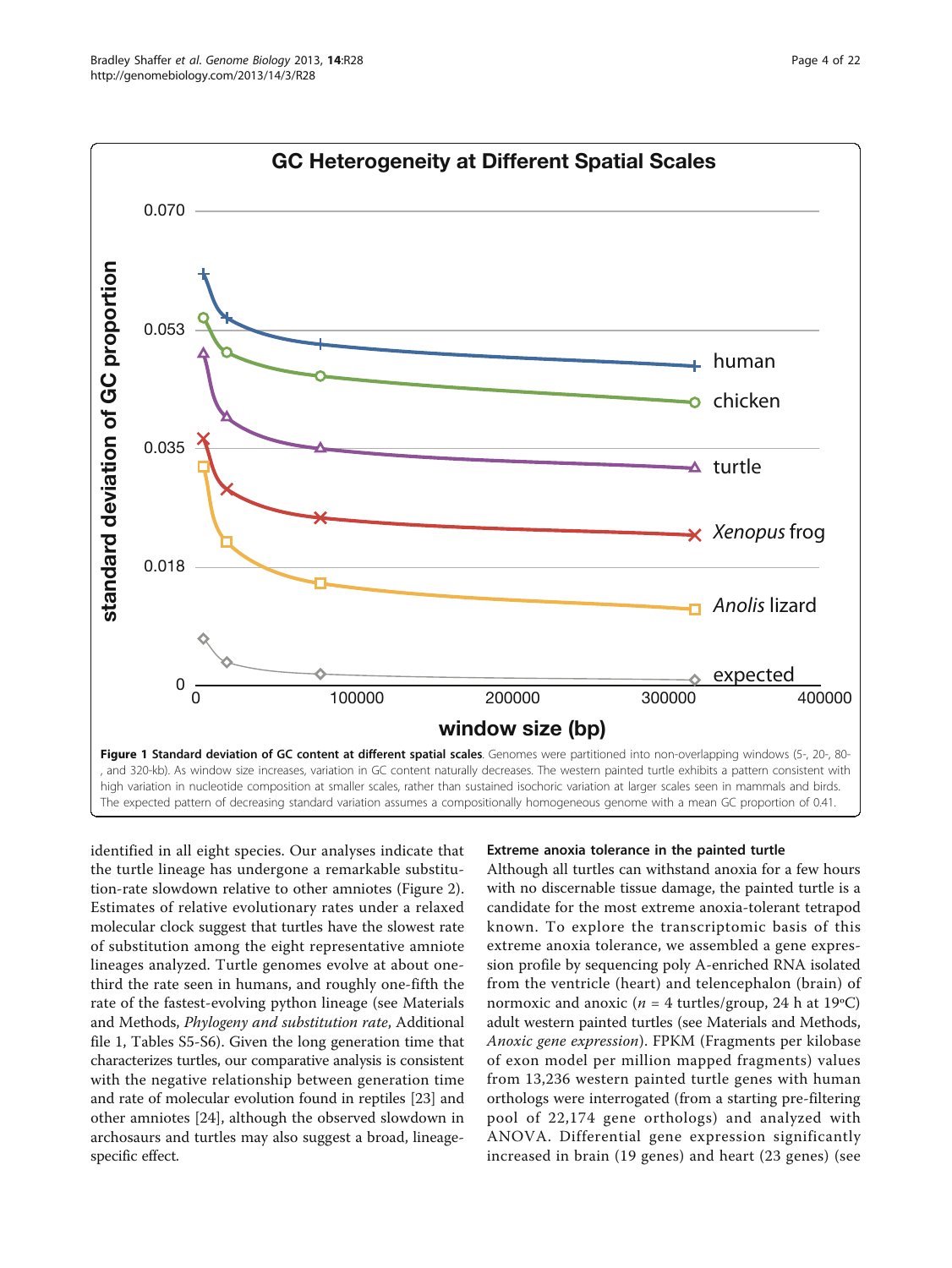**Figure 1 Standard deviation of GC content at different spatial scales**. Genomes were partitioned into non-overlapping windows (5-, 20-, 80-, and 320-kb). As window size increases, variation in GC content naturally decreases. The western painted turtle exhibits a pattern consistent with high variation in nucleotide composition at smaller scales, rather than sustained isochoric variation at larger scales seen in mammals and birds. The expected pattern of decreasing standard variation assumes a compositionally homogeneous genome with a mean GC proportion of 0.41.

identified in all eight species. Our analyses indicate that the turtle lineage has undergone a remarkable substitution-rate slowdown relative to other amniotes (Figure 2). Estimates of relative evolutionary rates under a relaxed molecular clock suggest that turtles have the slowest rate of substitution among the eight representative amniote lineages analyzed. Turtle genomes evolve at about one-third the rate seen in humans, and roughly one-fifth the rate of the fastest-evolving python lineage (see Materials and Methods, *Phylogeny and substitution rate*, Additional file 1, Tables S5-S6). Given the long generation time that characterizes turtles, our comparative analysis is consistent with the negative relationship between generation time and rate of molecular evolution found in reptiles [23] and other amniotes [24], although the observed slowdown in archosaurs and turtles may also suggest a broad, lineage-specific effect.

### Extreme anoxia tolerance in the painted turtle

Although all turtles can withstand anoxia for a few hours with no discernable tissue damage, the painted turtle is a candidate for the most extreme anoxia-tolerant tetrapod known. To explore the transcriptomic basis of this extreme anoxia tolerance, we assembled a gene expression profile by sequencing poly A-enriched RNA isolated from the ventricle (heart) and telencephalon (brain) of normoxic and anoxic ($n$ = 4 turtles/group, 24 h at 19°C) adult western painted turtles (see Materials and Methods, *Anoxic gene expression*). FPKM (Fragments per kilobase of exon model per million mapped fragments) values from 13,236 western painted turtle genes with human orthologs were interrogated (from a starting pre-filtering pool of 22,174 gene orthologs) and analyzed with ANOVA. Differential gene expression significantly increased in brain (19 genes) and heart (23 genes) (see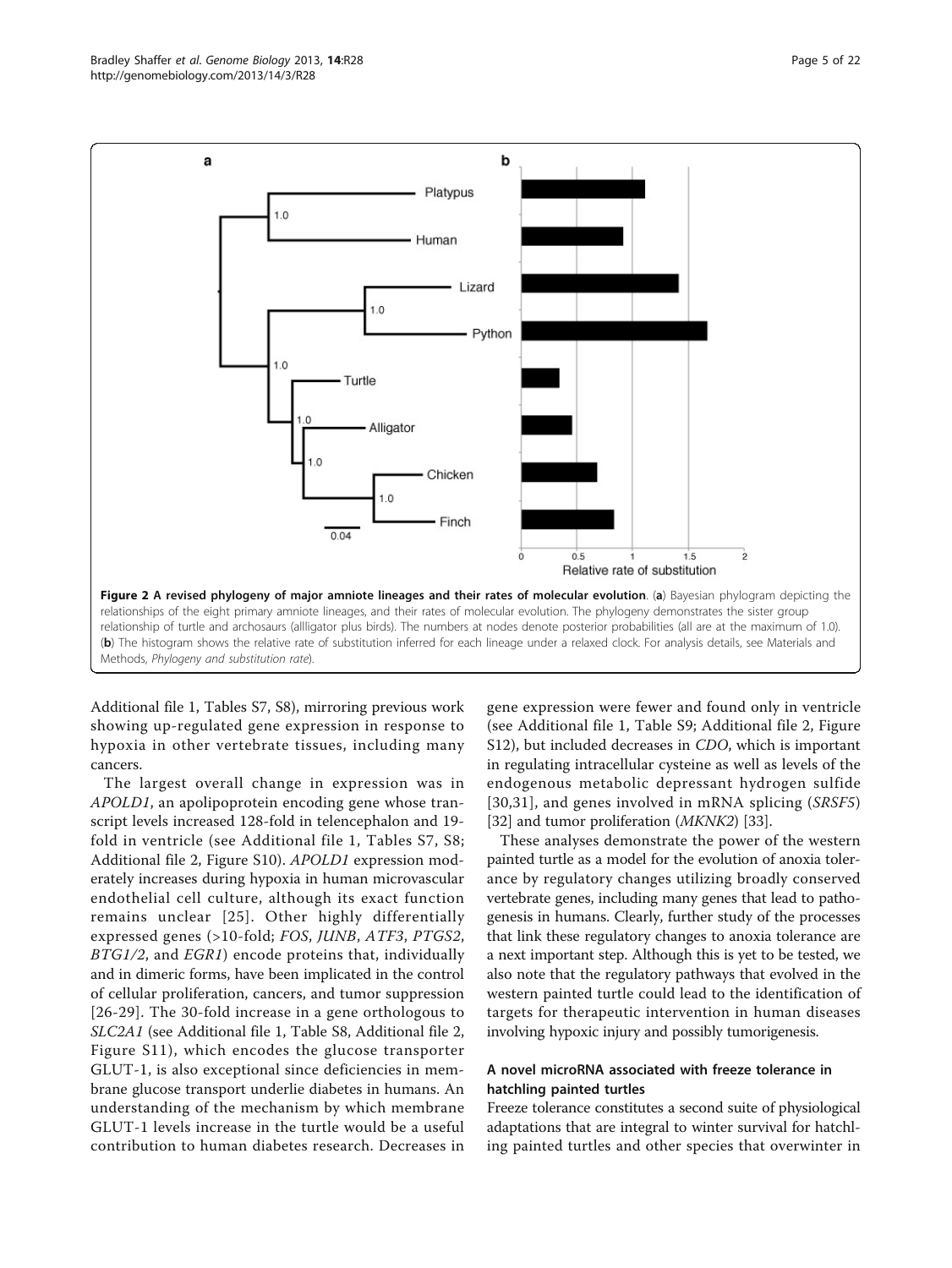**Figure 2 A revised phylogeny of major amniote lineages and their rates of molecular evolution**. (**a**) Bayesian phylogram depicting the relationships of the eight primary amniote lineages, and their rates of molecular evolution. The phylogeny demonstrates the sister group relationship of turtle and archosaurs (allligator plus birds). The numbers at nodes denote posterior probabilities (all are at the maximum of 1.0). (**b**) The histogram shows the relative rate of substitution inferred for each lineage under a relaxed clock. For analysis details, see Materials and Methods, *Phylogeny and substitution rate*).

Additional file 1, Tables S7, S8), mirroring previous work showing up-regulated gene expression in response to hypoxia in other vertebrate tissues, including many cancers.

The largest overall change in expression was in *APOLD1*, an apolipoprotein encoding gene whose transcript levels increased 128-fold in telencephalon and 19-fold in ventricle (see Additional file 1, Tables S7, S8; Additional file 2, Figure S10). *APOLD1* expression moderately increases during hypoxia in human microvascular endothelial cell culture, although its exact function remains unclear [25]. Other highly differentially expressed genes (>10-fold; *FOS*, *JUNB*, *ATF3*, *PTGS2*, *BTG1/2*, and *EGR1*) encode proteins that, individually and in dimeric forms, have been implicated in the control of cellular proliferation, cancers, and tumor suppression [26-29]. The 30-fold increase in a gene orthologous to *SLC2A1* (see Additional file 1, Table S8, Additional file 2, Figure S11), which encodes the glucose transporter GLUT-1, is also exceptional since deficiencies in membrane glucose transport underlie diabetes in humans. An understanding of the mechanism by which membrane GLUT-1 levels increase in the turtle would be a useful contribution to human diabetes research. Decreases in gene expression were fewer and found only in ventricle (see Additional file 1, Table S9; Additional file 2, Figure S12), but included decreases in *CDO*, which is important in regulating intracellular cysteine as well as levels of the endogenous metabolic depressant hydrogen sulfide [30,31], and genes involved in mRNA splicing (*SRSF5*) [32] and tumor proliferation (*MKNK2*) [33].

These analyses demonstrate the power of the western painted turtle as a model for the evolution of anoxia tolerance by regulatory changes utilizing broadly conserved vertebrate genes, including many genes that lead to pathogenesis in humans. Clearly, further study of the processes that link these regulatory changes to anoxia tolerance are a next important step. Although this is yet to be tested, we also note that the regulatory pathways that evolved in the western painted turtle could lead to the identification of targets for therapeutic intervention in human diseases involving hypoxic injury and possibly tumorigenesis.

### A novel microRNA associated with freeze tolerance in hatchling painted turtles

Freeze tolerance constitutes a second suite of physiological adaptations that are integral to winter survival for hatchling painted turtles and other species that overwinter in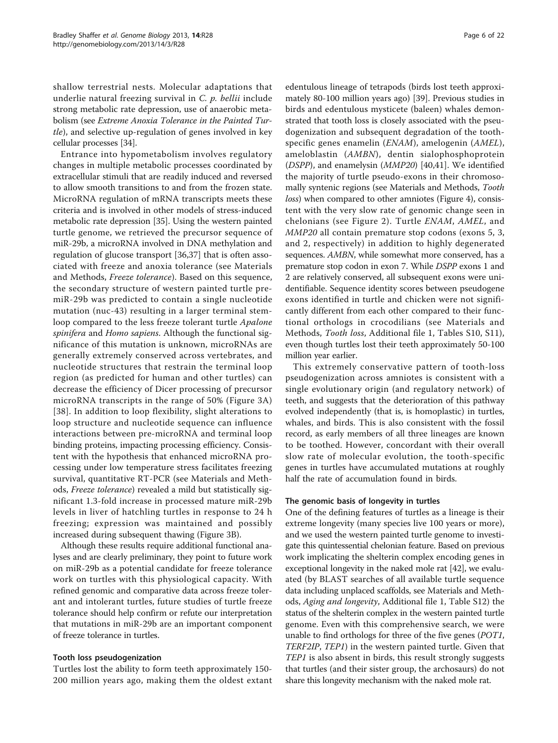shallow terrestrial nests. Molecular adaptations that underlie natural freezing survival in *C. p. bellii* include strong metabolic rate depression, use of anaerobic metabolism (see *Extreme Anoxia Tolerance in the Painted Turtle*), and selective up-regulation of genes involved in key cellular processes [34].

Entrance into hypometabolism involves regulatory changes in multiple metabolic processes coordinated by extracellular stimuli that are readily induced and reversed to allow smooth transitions to and from the frozen state. MicroRNA regulation of mRNA transcripts meets these criteria and is involved in other models of stress-induced metabolic rate depression [35]. Using the western painted turtle genome, we retrieved the precursor sequence of miR-29b, a microRNA involved in DNA methylation and regulation of glucose transport [36,37] that is often associated with freeze and anoxia tolerance (see Materials and Methods, *Freeze tolerance*). Based on this sequence, the secondary structure of western painted turtle pre-miR-29b was predicted to contain a single nucleotide mutation (nuc-43) resulting in a larger terminal stem-loop compared to the less freeze tolerant turtle *Apalone spinifera* and *Homo sapiens*. Although the functional significance of this mutation is unknown, microRNAs are generally extremely conserved across vertebrates, and nucleotide structures that restrain the terminal loop region (as predicted for human and other turtles) can decrease the efficiency of Dicer processing of precursor microRNA transcripts in the range of 50% (Figure 3A) [38]. In addition to loop flexibility, slight alterations to loop structure and nucleotide sequence can influence interactions between pre-microRNA and terminal loop binding proteins, impacting processing efficiency. Consistent with the hypothesis that enhanced microRNA processing under low temperature stress facilitates freezing survival, quantitative RT-PCR (see Materials and Methods, *Freeze tolerance*) revealed a mild but statistically significant 1.3-fold increase in processed mature miR-29b levels in liver of hatchling turtles in response to 24 h freezing; expression was maintained and possibly increased during subsequent thawing (Figure 3B).

Although these results require additional functional analyses and are clearly preliminary, they point to future work on miR-29b as a potential candidate for freeze tolerance work on turtles with this physiological capacity. With refined genomic and comparative data across freeze tolerant and intolerant turtles, future studies of turtle freeze tolerance should help confirm or refute our interpretation that mutations in miR-29b are an important component of freeze tolerance in turtles.

#### Tooth loss pseudogenization

Turtles lost the ability to form teeth approximately 150-200 million years ago, making them the oldest extant edentulous lineage of tetrapods (birds lost teeth approximately 80-100 million years ago) [39]. Previous studies in birds and edentulous mysticete (baleen) whales demonstrated that tooth loss is closely associated with the pseudogenization and subsequent degradation of the tooth-specific genes enamelin (*ENAM*), amelogenin (*AMEL*), ameloblastin (*AMBN*), dentin sialophosphoprotein (*DSPP*), and enamelysin (*MMP20*) [40,41]. We identified the majority of turtle pseudo-exons in their chromosomally syntenic regions (see Materials and Methods, *Tooth loss*) when compared to other amniotes (Figure 4), consistent with the very slow rate of genomic change seen in chelonians (see Figure 2). Turtle *ENAM*, *AMEL*, and *MMP20* all contain premature stop codons (exons 5, 3, and 2, respectively) in addition to highly degenerated sequences. *AMBN*, while somewhat more conserved, has a premature stop codon in exon 7. While *DSPP* exons 1 and 2 are relatively conserved, all subsequent exons were unidentifiable. Sequence identity scores between pseudogene exons identified in turtle and chicken were not significantly different from each other compared to their functional orthologs in crocodilians (see Materials and Methods, *Tooth loss*, Additional file 1, Tables S10, S11), even though turtles lost their teeth approximately 50-100 million year earlier.

This extremely conservative pattern of tooth-loss pseudogenization across amniotes is consistent with a single evolutionary origin (and regulatory network) of teeth, and suggests that the deterioration of this pathway evolved independently (that is, is homoplastic) in turtles, whales, and birds. This is also consistent with the fossil record, as early members of all three lineages are known to be toothed. However, concordant with their overall slow rate of molecular evolution, the tooth-specific genes in turtles have accumulated mutations at roughly half the rate of accumulation found in birds.

#### The genomic basis of longevity in turtles

One of the defining features of turtles as a lineage is their extreme longevity (many species live 100 years or more), and we used the western painted turtle genome to investigate this quintessential chelonian feature. Based on previous work implicating the shelterin complex encoding genes in exceptional longevity in the naked mole rat [42], we evaluated (by BLAST searches of all available turtle sequence data including unplaced scaffolds, see Materials and Methods, *Aging and longevity*, Additional file 1, Table S12) the status of the shelterin complex in the western painted turtle genome. Even with this comprehensive search, we were unable to find orthologs for three of the five genes (*POT1*, *TERF2IP*, *TEP1*) in the western painted turtle. Given that *TEP1* is also absent in birds, this result strongly suggests that turtles (and their sister group, the archosaurs) do not share this longevity mechanism with the naked mole rat.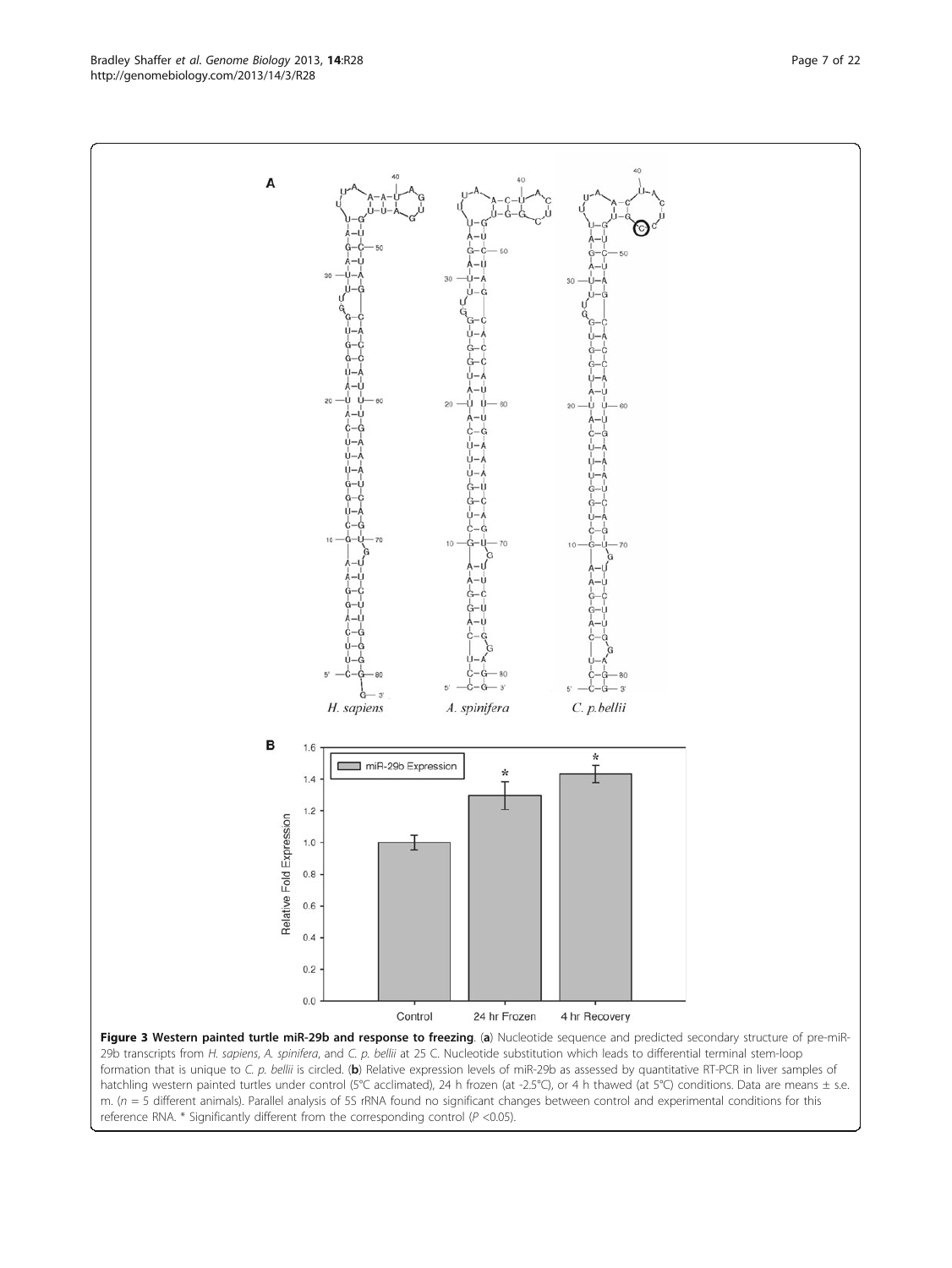**Figure 3 Western painted turtle miR-29b and response to freezing**. (**a**) Nucleotide sequence and predicted secondary structure of pre-miR-29b transcripts from *H. sapiens*, *A. spinifera*, and *C. p. bellii* at 25 C. Nucleotide substitution which leads to differential terminal stem-loop formation that is unique to *C. p. bellii* is circled. (**b**) Relative expression levels of miR-29b as assessed by quantitative RT-PCR in liver samples of hatchling western painted turtles under control (5°C acclimated), 24 h frozen (at -2.5°C), or 4 h thawed (at 5°C) conditions. Data are means ± s.e. m. ($n$ = 5 different animals). Parallel analysis of 5S rRNA found no significant changes between control and experimental conditions for this reference RNA. * Significantly different from the corresponding control ($P$ <0.05).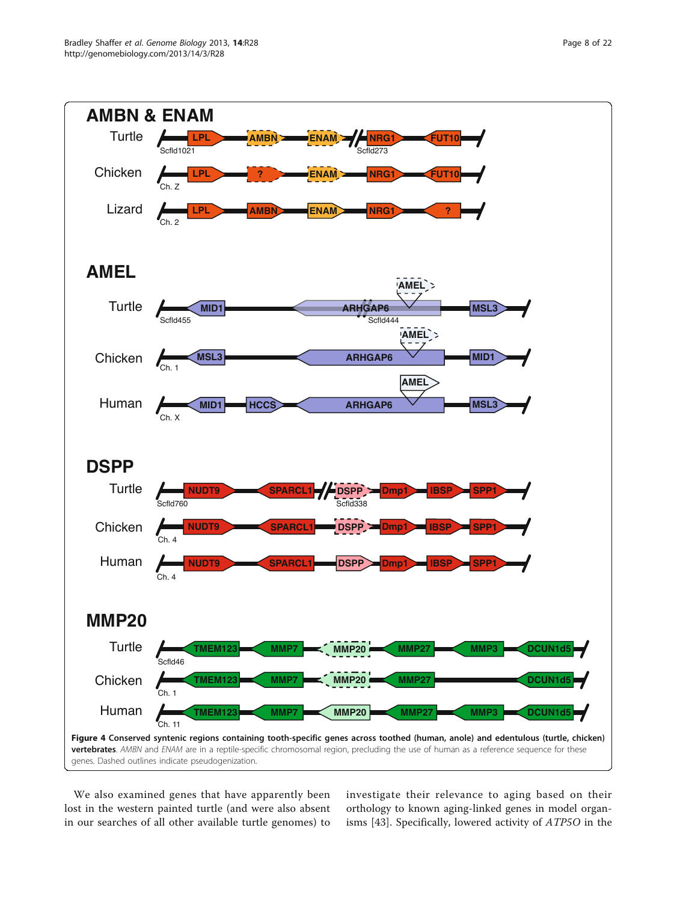**Figure 4 Conserved syntenic regions containing tooth-specific genes across toothed (human, anole) and edentulous (turtle, chicken) vertebrates.** *AMBN* and *ENAM* are in a reptile-specific chromosomal region, precluding the use of human as a reference sequence for these genes. Dashed outlines indicate pseudogenization.

We also examined genes that have apparently been lost in the western painted turtle (and were also absent in our searches of all other available turtle genomes) to investigate their relevance to aging based on their orthology to known aging-linked genes in model organisms [43]. Specifically, lowered activity of *ATP5O* in the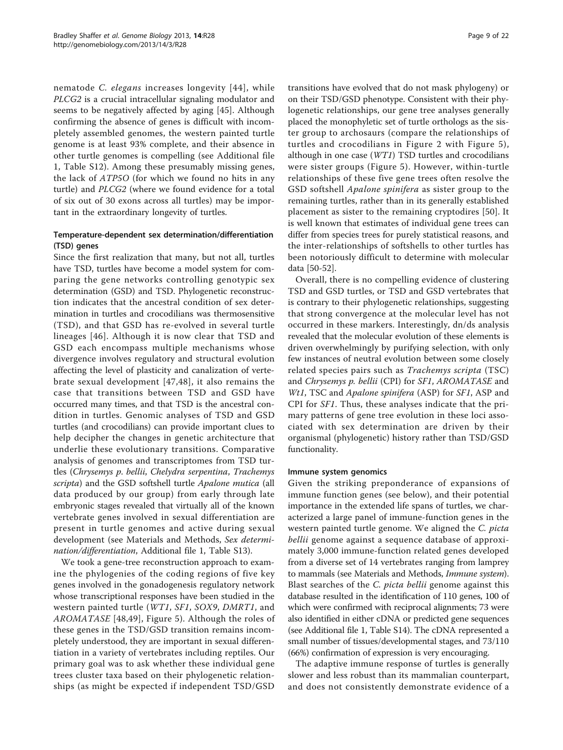nematode *C. elegans* increases longevity [44], while *PLCG2* is a crucial intracellular signaling modulator and seems to be negatively affected by aging [45]. Although confirming the absence of genes is difficult with incompletely assembled genomes, the western painted turtle genome is at least 93% complete, and their absence in other turtle genomes is compelling (see Additional file 1, Table S12). Among these presumably missing genes, the lack of *ATP5O* (for which we found no hits in any turtle) and *PLCG2* (where we found evidence for a total of six out of 30 exons across all turtles) may be important in the extraordinary longevity of turtles.

### Temperature-dependent sex determination/differentiation (TSD) genes

Since the first realization that many, but not all, turtles have TSD, turtles have become a model system for comparing the gene networks controlling genotypic sex determination (GSD) and TSD. Phylogenetic reconstruction indicates that the ancestral condition of sex determination in turtles and crocodilians was thermosensitive (TSD), and that GSD has re-evolved in several turtle lineages [46]. Although it is now clear that TSD and GSD each encompass multiple mechanisms whose divergence involves regulatory and structural evolution affecting the level of plasticity and canalization of vertebrate sexual development [47,48], it also remains the case that transitions between TSD and GSD have occurred many times, and that TSD is the ancestral condition in turtles. Genomic analyses of TSD and GSD turtles (and crocodilians) can provide important clues to help decipher the changes in genetic architecture that underlie these evolutionary transitions. Comparative analysis of genomes and transcriptomes from TSD turtles (*Chrysemys p. bellii*, *Chelydra serpentina*, *Trachemys scripta*) and the GSD softshell turtle *Apalone mutica* (all data produced by our group) from early through late embryonic stages revealed that virtually all of the known vertebrate genes involved in sexual differentiation are present in turtle genomes and active during sexual development (see Materials and Methods, *Sex determination/differentiation*, Additional file 1, Table S13).

We took a gene-tree reconstruction approach to examine the phylogenies of the coding regions of five key genes involved in the gonadogenesis regulatory network whose transcriptional responses have been studied in the western painted turtle (*WT1*, *SF1*, *SOX9*, *DMRT1*, and *AROMATASE* [48,49], Figure 5). Although the roles of these genes in the TSD/GSD transition remains incompletely understood, they are important in sexual differentiation in a variety of vertebrates including reptiles. Our primary goal was to ask whether these individual gene trees cluster taxa based on their phylogenetic relationships (as might be expected if independent TSD/GSD transitions have evolved that do not mask phylogeny) or on their TSD/GSD phenotype. Consistent with their phylogenetic relationships, our gene tree analyses generally placed the monophyletic set of turtle orthologs as the sister group to archosaurs (compare the relationships of turtles and crocodilians in Figure 2 with Figure 5), although in one case (*WT1*) TSD turtles and crocodilians were sister groups (Figure 5). However, within-turtle relationships of these five gene trees often resolve the GSD softshell *Apalone spinifera* as sister group to the remaining turtles, rather than in its generally established placement as sister to the remaining cryptodires [50]. It is well known that estimates of individual gene trees can differ from species trees for purely statistical reasons, and the inter-relationships of softshells to other turtles has been notoriously difficult to determine with molecular data [50-52].

Overall, there is no compelling evidence of clustering TSD and GSD turtles, or TSD and GSD vertebrates that is contrary to their phylogenetic relationships, suggesting that strong convergence at the molecular level has not occurred in these markers. Interestingly, dn/ds analysis revealed that the molecular evolution of these elements is driven overwhelmingly by purifying selection, with only few instances of neutral evolution between some closely related species pairs such as *Trachemys scripta* (TSC) and *Chrysemys p. bellii* (CPI) for *SF1*, *AROMATASE* and *Wt1*, TSC and *Apalone spinifera* (ASP) for *SF1*, ASP and CPI for *SF1*. Thus, these analyses indicate that the primary patterns of gene tree evolution in these loci associated with sex determination are driven by their organismal (phylogenetic) history rather than TSD/GSD functionality.

### Immune system genomics

Given the striking preponderance of expansions of immune function genes (see below), and their potential importance in the extended life spans of turtles, we characterized a large panel of immune-function genes in the western painted turtle genome. We aligned the *C. picta bellii* genome against a sequence database of approximately 3,000 immune-function related genes developed from a diverse set of 14 vertebrates ranging from lamprey to mammals (see Materials and Methods, *Immune system*). Blast searches of the *C. picta bellii* genome against this database resulted in the identification of 110 genes, 100 of which were confirmed with reciprocal alignments; 73 were also identified in either cDNA or predicted gene sequences (see Additional file 1, Table S14). The cDNA represented a small number of tissues/developmental stages, and 73/110 (66%) confirmation of expression is very encouraging.

The adaptive immune response of turtles is generally slower and less robust than its mammalian counterpart, and does not consistently demonstrate evidence of a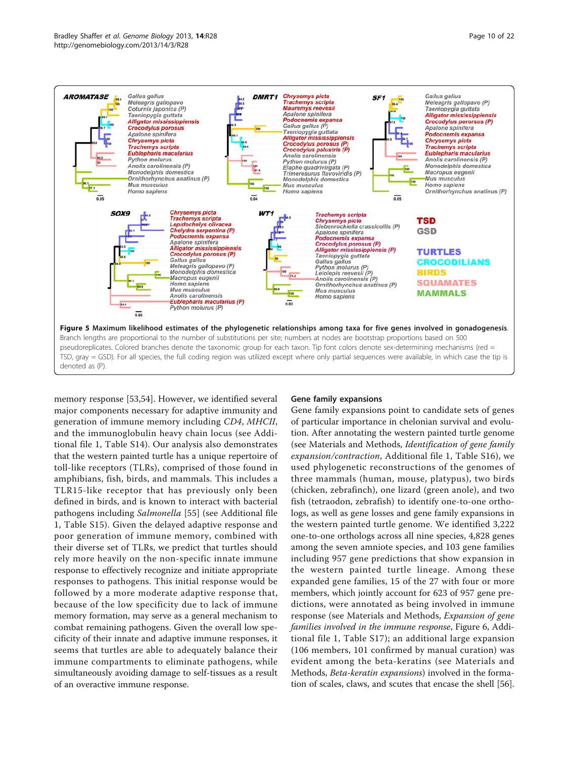**Figure 5 Maximum likelihood estimates of the phylogenetic relationships among taxa for five genes involved in gonadogenesis.** Branch lengths are proportional to the number of substitutions per site; numbers at nodes are bootstrap proportions based on 500 pseudoreplicates. Colored branches denote the taxonomic group for each taxon. Tip font colors denote sex-determining mechanisms (red = TSD, gray = GSD). For all species, the full coding region was utilized except where only partial sequences were available, in which case the tip is denoted as (P).

memory response [53,54]. However, we identified several major components necessary for adaptive immunity and generation of immune memory including *CD4*, *MHCII*, and the immunoglobulin heavy chain locus (see Additional file 1, Table S14). Our analysis also demonstrates that the western painted turtle has a unique repertoire of toll-like receptors (TLRs), comprised of those found in amphibians, fish, birds, and mammals. This includes a TLR15-like receptor that has previously only been defined in birds, and is known to interact with bacterial pathogens including *Salmonella* [55] (see Additional file 1, Table S15). Given the delayed adaptive response and poor generation of immune memory, combined with their diverse set of TLRs, we predict that turtles should rely more heavily on the non-specific innate immune response to effectively recognize and initiate appropriate responses to pathogens. This initial response would be followed by a more moderate adaptive response that, because of the low specificity due to lack of immune memory formation, may serve as a general mechanism to combat remaining pathogens. Given the overall low specificity of their innate and adaptive immune responses, it seems that turtles are able to adequately balance their immune compartments to eliminate pathogens, while simultaneously avoiding damage to self-tissues as a result of an overactive immune response.

### Gene family expansions

Gene family expansions point to candidate sets of genes of particular importance in chelonian survival and evolution. After annotating the western painted turtle genome (see Materials and Methods, *Identification of gene family expansion/contraction*, Additional file 1, Table S16), we used phylogenetic reconstructions of the genomes of three mammals (human, mouse, platypus), two birds (chicken, zebrafinch), one lizard (green anole), and two fish (tetraodon, zebrafish) to identify one-to-one orthologs, as well as gene losses and gene family expansions in the western painted turtle genome. We identified 3,222 one-to-one orthologs across all nine species, 4,828 genes among the seven amniote species, and 103 gene families including 957 gene predictions that show expansion in the western painted turtle lineage. Among these expanded gene families, 15 of the 27 with four or more members, which jointly account for 623 of 957 gene predictions, were annotated as being involved in immune response (see Materials and Methods, *Expansion of gene families involved in the immune response*, Figure 6, Additional file 1, Table S17); an additional large expansion (106 members, 101 confirmed by manual curation) was evident among the beta-keratins (see Materials and Methods, *Beta-keratin expansions*) involved in the formation of scales, claws, and scutes that encase the shell [56].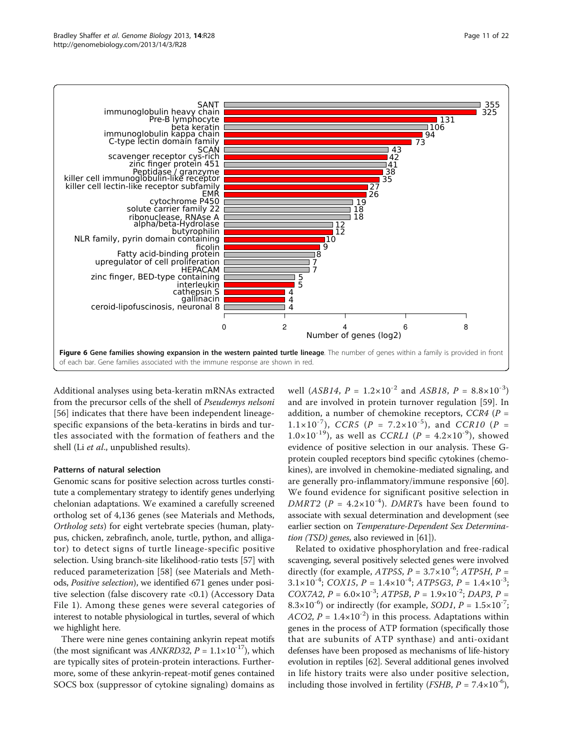**Figure 6 Gene families showing expansion in the western painted turtle lineage**. The number of genes within a family is provided in front of each bar. Gene families associated with the immune response are shown in red.

Additional analyses using beta-keratin mRNAs extracted from the precursor cells of the shell of *Pseudemys nelsoni* [56] indicates that there have been independent lineage-specific expansions of the beta-keratins in birds and turtles associated with the formation of feathers and the shell (Li *et al*., unpublished results).

#### Patterns of natural selection

Genomic scans for positive selection across turtles constitute a complementary strategy to identify genes underlying chelonian adaptations. We examined a carefully screened ortholog set of 4,136 genes (see Materials and Methods, *Ortholog sets*) for eight vertebrate species (human, platypus, chicken, zebrafinch, anole, turtle, python, and alligator) to detect signs of turtle lineage-specific positive selection. Using branch-site likelihood-ratio tests [57] with reduced parameterization [58] (see Materials and Methods, *Positive selection*), we identified 671 genes under positive selection (false discovery rate <0.1) (Accessory Data File 1). Among these genes were several categories of interest to notable physiological in turtles, several of which we highlight here.

There were nine genes containing ankyrin repeat motifs (the most significant was *ANKRD32*, $P = 1.1\times10^{-17}$), which are typically sites of protein-protein interactions. Furthermore, some of these ankyrin-repeat-motif genes contained SOCS box (suppressor of cytokine signaling) domains as well (*ASB14*, $P = 1.2\times10^{-2}$ and *ASB18*, $P = 8.8\times10^{-3}$) and are involved in protein turnover regulation [59]. In addition, a number of chemokine receptors, *CCR4* ($P = 1.1\times10^{-7}$), *CCR5* ($P = 7.2\times10^{-5}$), and *CCR10* ($P = 1.0\times10^{-19}$), as well as *CCRL1* ($P = 4.2\times10^{-9}$), showed evidence of positive selection in our analysis. These G-protein coupled receptors bind specific cytokines (chemokines), are involved in chemokine-mediated signaling, and are generally pro-inflammatory/immune responsive [60]. We found evidence for significant positive selection in *DMRT2* ($P = 4.2\times10^{-4}$). *DMRT*s have been found to associate with sexual determination and development (see earlier section on *Temperature-Dependent Sex Determination (TSD) genes*, also reviewed in [61]).

Related to oxidative phosphorylation and free-radical scavenging, several positively selected genes were involved directly (for example, *ATP5S*, $P = 3.7\times10^{-6}$; *ATP5H*, $P = 3.1\times10^{-4}$; *COX15*, $P = 1.4\times10^{-4}$; *ATP5G3*, $P = 1.4\times10^{-3}$; *COX7A2*, $P = 6.0\times10^{-3}$; *ATP5B*, $P = 1.9\times10^{-2}$; *DAP3*, $P = 8.3\times10^{-6}$) or indirectly (for example, *SOD1*, $P = 1.5\times10^{-7}$; *ACO2*, $P = 1.4\times10^{-2}$) in this process. Adaptations within genes in the process of ATP formation (specifically those that are subunits of ATP synthase) and anti-oxidant defenses have been proposed as mechanisms of life-history evolution in reptiles [62]. Several additional genes involved in life history traits were also under positive selection, including those involved in fertility (*FSHB*, $P = 7.4\times10^{-6}$),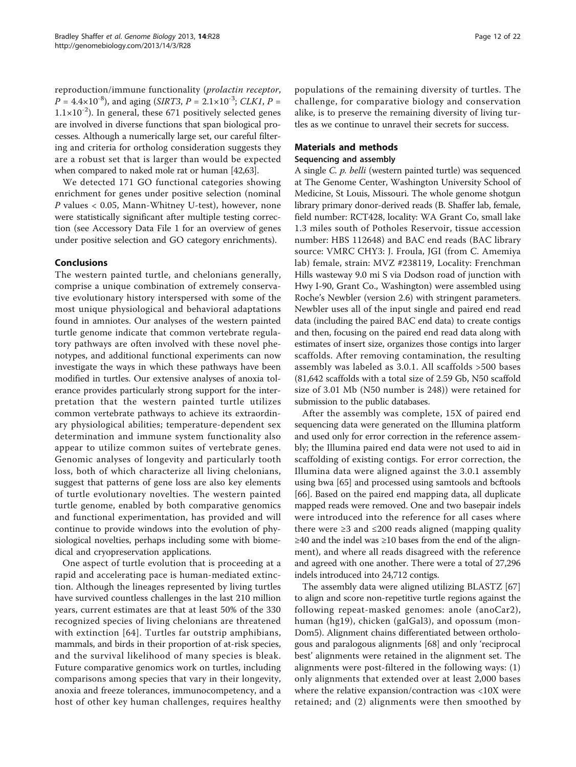reproduction/immune functionality (*prolactin receptor*, $P = 4.4 \times 10^{-8}$), and aging (*SIRT3*, $P = 2.1 \times 10^{-3}$; *CLK1*, $P = 1.1 \times 10^{-2}$). In general, these 671 positively selected genes are involved in diverse functions that span biological processes. Although a numerically large set, our careful filtering and criteria for ortholog consideration suggests they are a robust set that is larger than would be expected when compared to naked mole rat or human [42,63].

We detected 171 GO functional categories showing enrichment for genes under positive selection (nominal $P$ values < 0.05, Mann-Whitney U-test), however, none were statistically significant after multiple testing correction (see Accessory Data File 1 for an overview of genes under positive selection and GO category enrichments).

## Conclusions

The western painted turtle, and chelonians generally, comprise a unique combination of extremely conservative evolutionary history interspersed with some of the most unique physiological and behavioral adaptations found in amniotes. Our analyses of the western painted turtle genome indicate that common vertebrate regulatory pathways are often involved with these novel phenotypes, and additional functional experiments can now investigate the ways in which these pathways have been modified in turtles. Our extensive analyses of anoxia tolerance provides particularly strong support for the interpretation that the western painted turtle utilizes common vertebrate pathways to achieve its extraordinary physiological abilities; temperature-dependent sex determination and immune system functionality also appear to utilize common suites of vertebrate genes. Genomic analyses of longevity and particularly tooth loss, both of which characterize all living chelonians, suggest that patterns of gene loss are also key elements of turtle evolutionary novelties. The western painted turtle genome, enabled by both comparative genomics and functional experimentation, has provided and will continue to provide windows into the evolution of physiological novelties, perhaps including some with biomedical and cryopreservation applications.

One aspect of turtle evolution that is proceeding at a rapid and accelerating pace is human-mediated extinction. Although the lineages represented by living turtles have survived countless challenges in the last 210 million years, current estimates are that at least 50% of the 330 recognized species of living chelonians are threatened with extinction [64]. Turtles far outstrip amphibians, mammals, and birds in their proportion of at-risk species, and the survival likelihood of many species is bleak. Future comparative genomics work on turtles, including comparisons among species that vary in their longevity, anoxia and freeze tolerances, immunocompetency, and a host of other key human challenges, requires healthy populations of the remaining diversity of turtles. The challenge, for comparative biology and conservation alike, is to preserve the remaining diversity of living turtles as we continue to unravel their secrets for success.

## Materials and methods

### Sequencing and assembly

A single *C. p. belli* (western painted turtle) was sequenced at The Genome Center, Washington University School of Medicine, St Louis, Missouri. The whole genome shotgun library primary donor-derived reads (B. Shaffer lab, female, field number: RCT428, locality: WA Grant Co, small lake 1.3 miles south of Potholes Reservoir, tissue accession number: HBS 112648) and BAC end reads (BAC library source: VMRC CHY3: J. Froula, JGI (from C. Amemiya lab) female, strain: MVZ #238119, Locality: Frenchman Hills wasteway 9.0 mi S via Dodson road of junction with Hwy I-90, Grant Co., Washington) were assembled using Roche's Newbler (version 2.6) with stringent parameters. Newbler uses all of the input single and paired end read data (including the paired BAC end data) to create contigs and then, focusing on the paired end read data along with estimates of insert size, organizes those contigs into larger scaffolds. After removing contamination, the resulting assembly was labeled as 3.0.1. All scaffolds >500 bases (81,642 scaffolds with a total size of 2.59 Gb, N50 scaffold size of 3.01 Mb (N50 number is 248)) were retained for submission to the public databases.

After the assembly was complete, 15X of paired end sequencing data were generated on the Illumina platform and used only for error correction in the reference assembly; the Illumina paired end data were not used to aid in scaffolding of existing contigs. For error correction, the Illumina data were aligned against the 3.0.1 assembly using bwa [65] and processed using samtools and bcftools [66]. Based on the paired end mapping data, all duplicate mapped reads were removed. One and two basepair indels were introduced into the reference for all cases where there were ≥3 and ≤200 reads aligned (mapping quality ≥40 and the indel was ≥10 bases from the end of the alignment), and where all reads disagreed with the reference and agreed with one another. There were a total of 27,296 indels introduced into 24,712 contigs.

The assembly data were aligned utilizing BLASTZ [67] to align and score non-repetitive turtle regions against the following repeat-masked genomes: anole (anoCar2), human (hg19), chicken (galGal3), and opossum (monDom5). Alignment chains differentiated between orthologous and paralogous alignments [68] and only 'reciprocal best' alignments were retained in the alignment set. The alignments were post-filtered in the following ways: (1) only alignments that extended over at least 2,000 bases where the relative expansion/contraction was <10X were retained; and (2) alignments were then smoothed by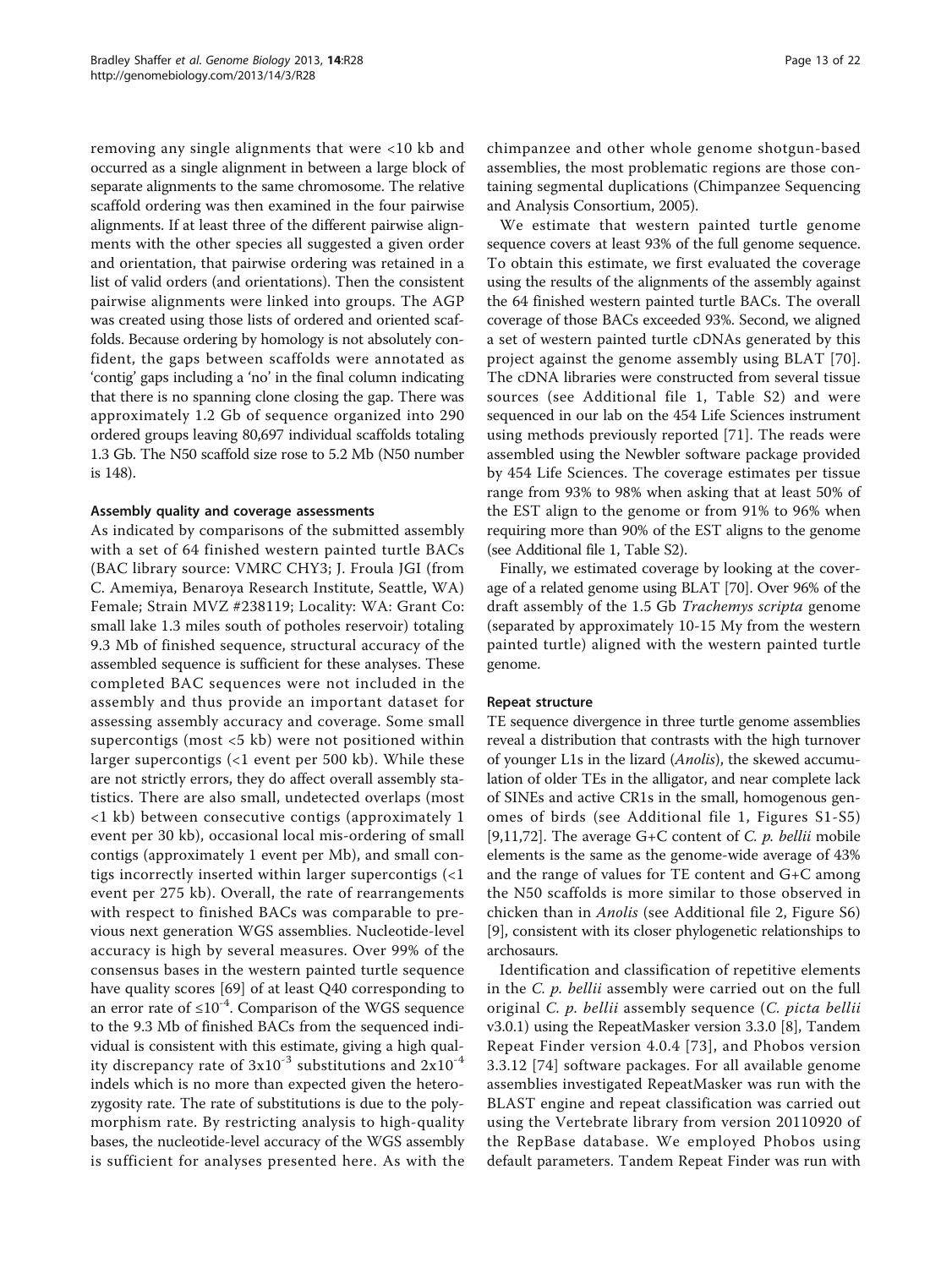removing any single alignments that were <10 kb and occurred as a single alignment in between a large block of separate alignments to the same chromosome. The relative scaffold ordering was then examined in the four pairwise alignments. If at least three of the different pairwise alignments with the other species all suggested a given order and orientation, that pairwise ordering was retained in a list of valid orders (and orientations). Then the consistent pairwise alignments were linked into groups. The AGP was created using those lists of ordered and oriented scaffolds. Because ordering by homology is not absolutely confident, the gaps between scaffolds were annotated as 'contig' gaps including a 'no' in the final column indicating that there is no spanning clone closing the gap. There was approximately 1.2 Gb of sequence organized into 290 ordered groups leaving 80,697 individual scaffolds totaling 1.3 Gb. The N50 scaffold size rose to 5.2 Mb (N50 number is 148).

#### Assembly quality and coverage assessments

As indicated by comparisons of the submitted assembly with a set of 64 finished western painted turtle BACs (BAC library source: VMRC CHY3; J. Froula JGI (from C. Amemiya, Benaroya Research Institute, Seattle, WA) Female; Strain MVZ #238119; Locality: WA: Grant Co: small lake 1.3 miles south of potholes reservoir) totaling 9.3 Mb of finished sequence, structural accuracy of the assembled sequence is sufficient for these analyses. These completed BAC sequences were not included in the assembly and thus provide an important dataset for assessing assembly accuracy and coverage. Some small supercontigs (most <5 kb) were not positioned within larger supercontigs (<1 event per 500 kb). While these are not strictly errors, they do affect overall assembly statistics. There are also small, undetected overlaps (most <1 kb) between consecutive contigs (approximately 1 event per 30 kb), occasional local mis-ordering of small contigs (approximately 1 event per Mb), and small contigs incorrectly inserted within larger supercontigs (<1 event per 275 kb). Overall, the rate of rearrangements with respect to finished BACs was comparable to previous next generation WGS assemblies. Nucleotide-level accuracy is high by several measures. Over 99% of the consensus bases in the western painted turtle sequence have quality scores [69] of at least Q40 corresponding to an error rate of $\leq 10^{-4}$. Comparison of the WGS sequence to the 9.3 Mb of finished BACs from the sequenced individual is consistent with this estimate, giving a high quality discrepancy rate of $3 \times 10^{-3}$ substitutions and $2 \times 10^{-4}$ indels which is no more than expected given the heterozygosity rate. The rate of substitutions is due to the polymorphism rate. By restricting analysis to high-quality bases, the nucleotide-level accuracy of the WGS assembly is sufficient for analyses presented here. As with the chimpanzee and other whole genome shotgun-based assemblies, the most problematic regions are those containing segmental duplications (Chimpanzee Sequencing and Analysis Consortium, 2005).

We estimate that western painted turtle genome sequence covers at least 93% of the full genome sequence. To obtain this estimate, we first evaluated the coverage using the results of the alignments of the assembly against the 64 finished western painted turtle BACs. The overall coverage of those BACs exceeded 93%. Second, we aligned a set of western painted turtle cDNAs generated by this project against the genome assembly using BLAT [70]. The cDNA libraries were constructed from several tissue sources (see Additional file 1, Table S2) and were sequenced in our lab on the 454 Life Sciences instrument using methods previously reported [71]. The reads were assembled using the Newbler software package provided by 454 Life Sciences. The coverage estimates per tissue range from 93% to 98% when asking that at least 50% of the EST align to the genome or from 91% to 96% when requiring more than 90% of the EST aligns to the genome (see Additional file 1, Table S2).

Finally, we estimated coverage by looking at the coverage of a related genome using BLAT [70]. Over 96% of the draft assembly of the 1.5 Gb *Trachemys scripta* genome (separated by approximately 10-15 My from the western painted turtle) aligned with the western painted turtle genome.

#### Repeat structure

TE sequence divergence in three turtle genome assemblies reveal a distribution that contrasts with the high turnover of younger L1s in the lizard (*Anolis*), the skewed accumulation of older TEs in the alligator, and near complete lack of SINEs and active CR1s in the small, homogenous genomes of birds (see Additional file 1, Figures S1-S5) [9,11,72]. The average G+C content of *C. p. bellii* mobile elements is the same as the genome-wide average of 43% and the range of values for TE content and G+C among the N50 scaffolds is more similar to those observed in chicken than in *Anolis* (see Additional file 2, Figure S6) [9], consistent with its closer phylogenetic relationships to archosaurs.

Identification and classification of repetitive elements in the *C. p. bellii* assembly were carried out on the full original *C. p. bellii* assembly sequence (*C. picta bellii* v3.0.1) using the RepeatMasker version 3.3.0 [8], Tandem Repeat Finder version 4.0.4 [73], and Phobos version 3.3.12 [74] software packages. For all available genome assemblies investigated RepeatMasker was run with the BLAST engine and repeat classification was carried out using the Vertebrate library from version 20110920 of the RepBase database. We employed Phobos using default parameters. Tandem Repeat Finder was run with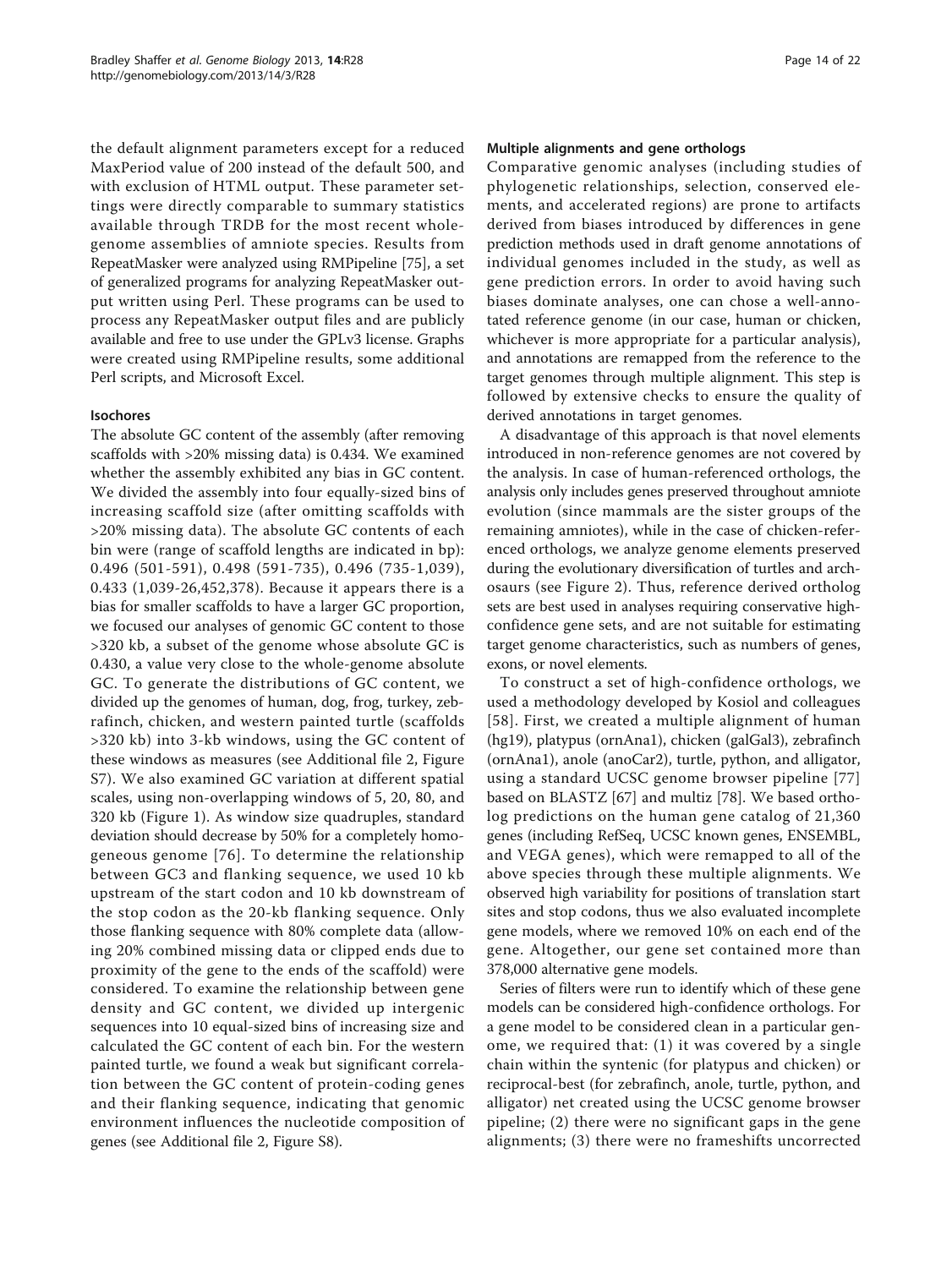the default alignment parameters except for a reduced MaxPeriod value of 200 instead of the default 500, and with exclusion of HTML output. These parameter settings were directly comparable to summary statistics available through TRDB for the most recent whole-genome assemblies of amniote species. Results from RepeatMasker were analyzed using RMPipeline [75], a set of generalized programs for analyzing RepeatMasker output written using Perl. These programs can be used to process any RepeatMasker output files and are publicly available and free to use under the GPLv3 license. Graphs were created using RMPipeline results, some additional Perl scripts, and Microsoft Excel.

### Isochores

The absolute GC content of the assembly (after removing scaffolds with >20% missing data) is 0.434. We examined whether the assembly exhibited any bias in GC content. We divided the assembly into four equally-sized bins of increasing scaffold size (after omitting scaffolds with >20% missing data). The absolute GC contents of each bin were (range of scaffold lengths are indicated in bp): 0.496 (501-591), 0.498 (591-735), 0.496 (735-1,039), 0.433 (1,039-26,452,378). Because it appears there is a bias for smaller scaffolds to have a larger GC proportion, we focused our analyses of genomic GC content to those >320 kb, a subset of the genome whose absolute GC is 0.430, a value very close to the whole-genome absolute GC. To generate the distributions of GC content, we divided up the genomes of human, dog, frog, turkey, zebrafinch, chicken, and western painted turtle (scaffolds >320 kb) into 3-kb windows, using the GC content of these windows as measures (see Additional file 2, Figure S7). We also examined GC variation at different spatial scales, using non-overlapping windows of 5, 20, 80, and 320 kb (Figure 1). As window size quadruples, standard deviation should decrease by 50% for a completely homogeneous genome [76]. To determine the relationship between GC3 and flanking sequence, we used 10 kb upstream of the start codon and 10 kb downstream of the stop codon as the 20-kb flanking sequence. Only those flanking sequence with 80% complete data (allowing 20% combined missing data or clipped ends due to proximity of the gene to the ends of the scaffold) were considered. To examine the relationship between gene density and GC content, we divided up intergenic sequences into 10 equal-sized bins of increasing size and calculated the GC content of each bin. For the western painted turtle, we found a weak but significant correlation between the GC content of protein-coding genes and their flanking sequence, indicating that genomic environment influences the nucleotide composition of genes (see Additional file 2, Figure S8).

### Multiple alignments and gene orthologs

Comparative genomic analyses (including studies of phylogenetic relationships, selection, conserved elements, and accelerated regions) are prone to artifacts derived from biases introduced by differences in gene prediction methods used in draft genome annotations of individual genomes included in the study, as well as gene prediction errors. In order to avoid having such biases dominate analyses, one can chose a well-annotated reference genome (in our case, human or chicken, whichever is more appropriate for a particular analysis), and annotations are remapped from the reference to the target genomes through multiple alignment. This step is followed by extensive checks to ensure the quality of derived annotations in target genomes.

A disadvantage of this approach is that novel elements introduced in non-reference genomes are not covered by the analysis. In case of human-referenced orthologs, the analysis only includes genes preserved throughout amniote evolution (since mammals are the sister groups of the remaining amniotes), while in the case of chicken-referenced orthologs, we analyze genome elements preserved during the evolutionary diversification of turtles and archosaurs (see Figure 2). Thus, reference derived ortholog sets are best used in analyses requiring conservative high-confidence gene sets, and are not suitable for estimating target genome characteristics, such as numbers of genes, exons, or novel elements.

To construct a set of high-confidence orthologs, we used a methodology developed by Kosiol and colleagues [58]. First, we created a multiple alignment of human (hg19), platypus (ornAna1), chicken (galGal3), zebrafinch (ornAna1), anole (anoCar2), turtle, python, and alligator, using a standard UCSC genome browser pipeline [77] based on BLASTZ [67] and multiz [78]. We based ortholog predictions on the human gene catalog of 21,360 genes (including RefSeq, UCSC known genes, ENSEMBL, and VEGA genes), which were remapped to all of the above species through these multiple alignments. We observed high variability for positions of translation start sites and stop codons, thus we also evaluated incomplete gene models, where we removed 10% on each end of the gene. Altogether, our gene set contained more than 378,000 alternative gene models.

Series of filters were run to identify which of these gene models can be considered high-confidence orthologs. For a gene model to be considered clean in a particular genome, we required that: (1) it was covered by a single chain within the syntenic (for platypus and chicken) or reciprocal-best (for zebrafinch, anole, turtle, python, and alligator) net created using the UCSC genome browser pipeline; (2) there were no significant gaps in the gene alignments; (3) there were no frameshifts uncorrected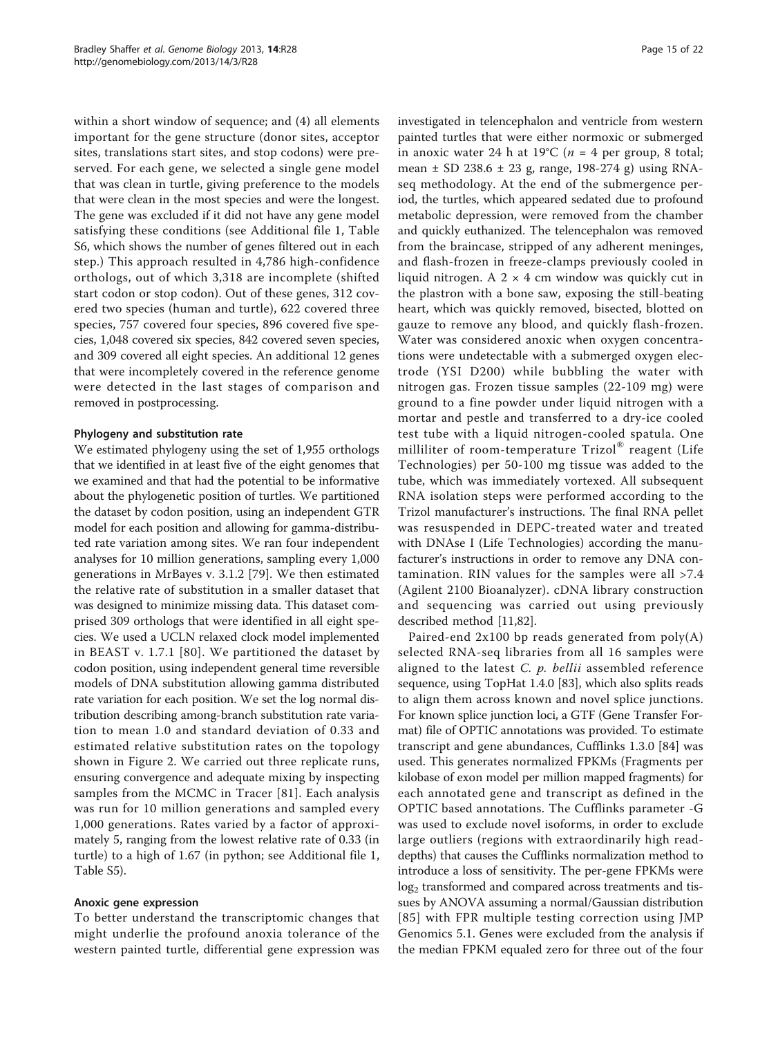within a short window of sequence; and (4) all elements important for the gene structure (donor sites, acceptor sites, translations start sites, and stop codons) were preserved. For each gene, we selected a single gene model that was clean in turtle, giving preference to the models that were clean in the most species and were the longest. The gene was excluded if it did not have any gene model satisfying these conditions (see Additional file 1, Table S6, which shows the number of genes filtered out in each step.) This approach resulted in 4,786 high-confidence orthologs, out of which 3,318 are incomplete (shifted start codon or stop codon). Out of these genes, 312 covered two species (human and turtle), 622 covered three species, 757 covered four species, 896 covered five species, 1,048 covered six species, 842 covered seven species, and 309 covered all eight species. An additional 12 genes that were incompletely covered in the reference genome were detected in the last stages of comparison and removed in postprocessing.

#### Phylogeny and substitution rate

We estimated phylogeny using the set of 1,955 orthologs that we identified in at least five of the eight genomes that we examined and that had the potential to be informative about the phylogenetic position of turtles. We partitioned the dataset by codon position, using an independent GTR model for each position and allowing for gamma-distributed rate variation among sites. We ran four independent analyses for 10 million generations, sampling every 1,000 generations in MrBayes v. 3.1.2 [79]. We then estimated the relative rate of substitution in a smaller dataset that was designed to minimize missing data. This dataset comprised 309 orthologs that were identified in all eight species. We used a UCLN relaxed clock model implemented in BEAST v. 1.7.1 [80]. We partitioned the dataset by codon position, using independent general time reversible models of DNA substitution allowing gamma distributed rate variation for each position. We set the log normal distribution describing among-branch substitution rate variation to mean 1.0 and standard deviation of 0.33 and estimated relative substitution rates on the topology shown in Figure 2. We carried out three replicate runs, ensuring convergence and adequate mixing by inspecting samples from the MCMC in Tracer [81]. Each analysis was run for 10 million generations and sampled every 1,000 generations. Rates varied by a factor of approximately 5, ranging from the lowest relative rate of 0.33 (in turtle) to a high of 1.67 (in python; see Additional file 1, Table S5).

#### Anoxic gene expression

To better understand the transcriptomic changes that might underlie the profound anoxia tolerance of the western painted turtle, differential gene expression was investigated in telencephalon and ventricle from western painted turtles that were either normoxic or submerged in anoxic water 24 h at 19°C ($n = 4$ per group, 8 total; mean ± SD 238.6 ± 23 g, range, 198-274 g) using RNA-seq methodology. At the end of the submergence period, the turtles, which appeared sedated due to profound metabolic depression, were removed from the chamber and quickly euthanized. The telencephalon was removed from the braincase, stripped of any adherent meninges, and flash-frozen in freeze-clamps previously cooled in liquid nitrogen. A 2 × 4 cm window was quickly cut in the plastron with a bone saw, exposing the still-beating heart, which was quickly removed, bisected, blotted on gauze to remove any blood, and quickly flash-frozen. Water was considered anoxic when oxygen concentrations were undetectable with a submerged oxygen electrode (YSI D200) while bubbling the water with nitrogen gas. Frozen tissue samples (22-109 mg) were ground to a fine powder under liquid nitrogen with a mortar and pestle and transferred to a dry-ice cooled test tube with a liquid nitrogen-cooled spatula. One milliliter of room-temperature Trizol® reagent (Life Technologies) per 50-100 mg tissue was added to the tube, which was immediately vortexed. All subsequent RNA isolation steps were performed according to the Trizol manufacturer's instructions. The final RNA pellet was resuspended in DEPC-treated water and treated with DNAse I (Life Technologies) according the manufacturer's instructions in order to remove any DNA contamination. RIN values for the samples were all >7.4 (Agilent 2100 Bioanalyzer). cDNA library construction and sequencing was carried out using previously described method [11,82].

Paired-end 2x100 bp reads generated from poly(A) selected RNA-seq libraries from all 16 samples were aligned to the latest *C. p. bellii* assembled reference sequence, using TopHat 1.4.0 [83], which also splits reads to align them across known and novel splice junctions. For known splice junction loci, a GTF (Gene Transfer Format) file of OPTIC annotations was provided. To estimate transcript and gene abundances, Cufflinks 1.3.0 [84] was used. This generates normalized FPKMs (Fragments per kilobase of exon model per million mapped fragments) for each annotated gene and transcript as defined in the OPTIC based annotations. The Cufflinks parameter -G was used to exclude novel isoforms, in order to exclude large outliers (regions with extraordinarily high read-depths) that causes the Cufflinks normalization method to introduce a loss of sensitivity. The per-gene FPKMs were $\log_2$ transformed and compared across treatments and tissues by ANOVA assuming a normal/Gaussian distribution [85] with FPR multiple testing correction using JMP Genomics 5.1. Genes were excluded from the analysis if the median FPKM equaled zero for three out of the four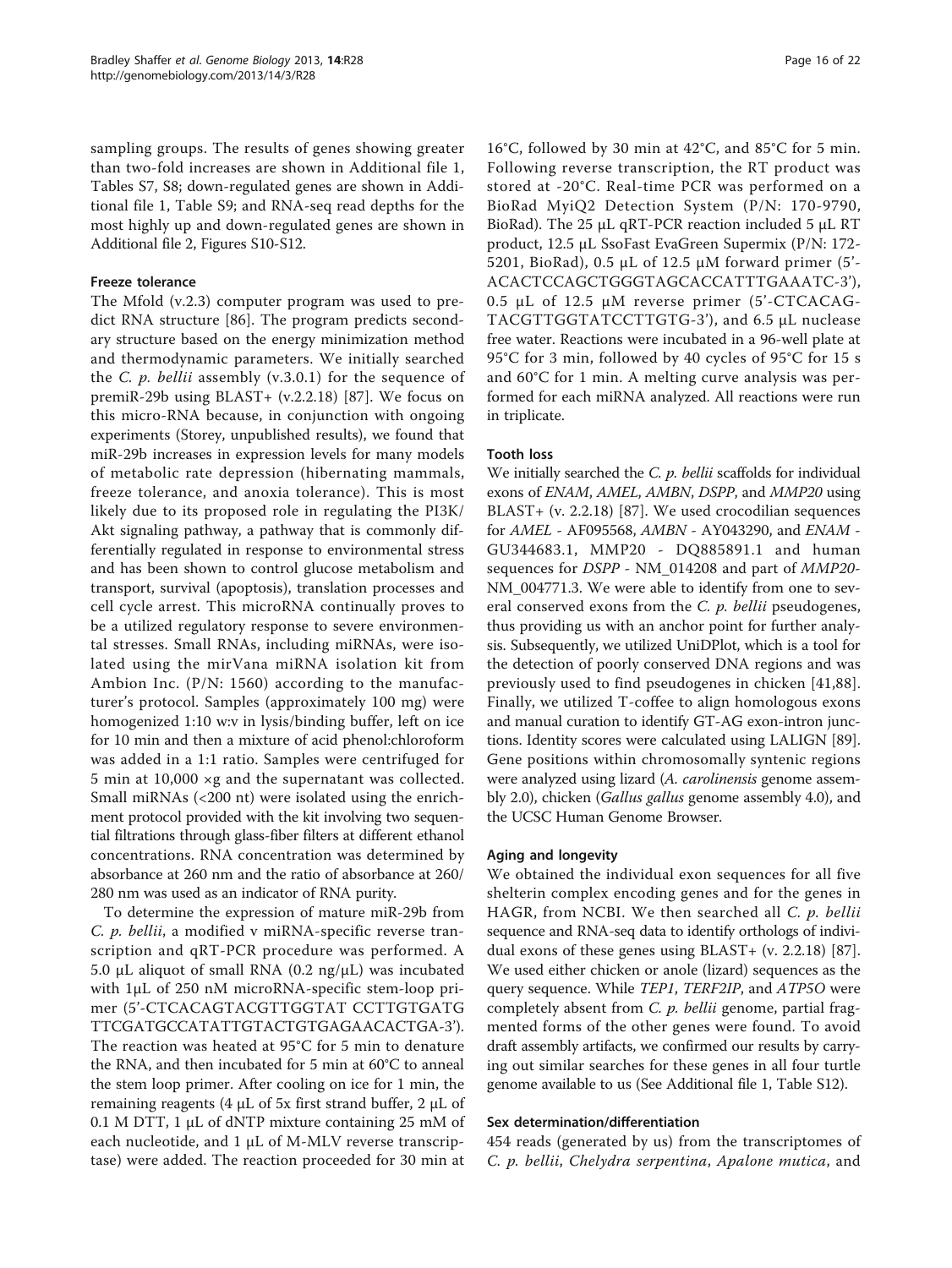sampling groups. The results of genes showing greater than two-fold increases are shown in Additional file 1, Tables S7, S8; down-regulated genes are shown in Additional file 1, Table S9; and RNA-seq read depths for the most highly up and down-regulated genes are shown in Additional file 2, Figures S10-S12.

### Freeze tolerance

The Mfold (v.2.3) computer program was used to predict RNA structure [86]. The program predicts secondary structure based on the energy minimization method and thermodynamic parameters. We initially searched the *C. p. bellii* assembly (v.3.0.1) for the sequence of premiR-29b using BLAST+ (v.2.2.18) [87]. We focus on this micro-RNA because, in conjunction with ongoing experiments (Storey, unpublished results), we found that miR-29b increases in expression levels for many models of metabolic rate depression (hibernating mammals, freeze tolerance, and anoxia tolerance). This is most likely due to its proposed role in regulating the PI3K/Akt signaling pathway, a pathway that is commonly differentially regulated in response to environmental stress and has been shown to control glucose metabolism and transport, survival (apoptosis), translation processes and cell cycle arrest. This microRNA continually proves to be a utilized regulatory response to severe environmental stresses. Small RNAs, including miRNAs, were isolated using the mirVana miRNA isolation kit from Ambion Inc. (P/N: 1560) according to the manufacturer's protocol. Samples (approximately 100 mg) were homogenized 1:10 w:v in lysis/binding buffer, left on ice for 10 min and then a mixture of acid phenol:chloroform was added in a 1:1 ratio. Samples were centrifuged for 5 min at 10,000 ×g and the supernatant was collected. Small miRNAs (<200 nt) were isolated using the enrichment protocol provided with the kit involving two sequential filtrations through glass-fiber filters at different ethanol concentrations. RNA concentration was determined by absorbance at 260 nm and the ratio of absorbance at 260/280 nm was used as an indicator of RNA purity.

To determine the expression of mature miR-29b from *C. p. bellii*, a modified v miRNA-specific reverse transcription and qRT-PCR procedure was performed. A 5.0 μL aliquot of small RNA (0.2 ng/μL) was incubated with 1μL of 250 nM microRNA-specific stem-loop primer (5'-CTCACAGTACGTTGGTAT CCTTGTGATG TTCGATGCCATATTGTACTGTGAGAACACTGA-3'). The reaction was heated at 95°C for 5 min to denature the RNA, and then incubated for 5 min at 60°C to anneal the stem loop primer. After cooling on ice for 1 min, the remaining reagents (4 μL of 5x first strand buffer, 2 μL of 0.1 M DTT, 1 μL of dNTP mixture containing 25 mM of each nucleotide, and 1 μL of M-MLV reverse transcriptase) were added. The reaction proceeded for 30 min at 16°C, followed by 30 min at 42°C, and 85°C for 5 min. Following reverse transcription, the RT product was stored at -20°C. Real-time PCR was performed on a BioRad MyiQ2 Detection System (P/N: 170-9790, BioRad). The 25 μL qRT-PCR reaction included 5 μL RT product, 12.5 μL SsoFast EvaGreen Supermix (P/N: 172-5201, BioRad), 0.5 μL of 12.5 μM forward primer (5'-ACACTCCAGCTGGGTAGCACCATTTGAAATC-3'), 0.5 μL of 12.5 μM reverse primer (5'-CTCACAGTACGTTGGTATCCTTGTG-3'), and 6.5 μL nuclease free water. Reactions were incubated in a 96-well plate at 95°C for 3 min, followed by 40 cycles of 95°C for 15 s and 60°C for 1 min. A melting curve analysis was performed for each miRNA analyzed. All reactions were run in triplicate.

### Tooth loss

We initially searched the *C. p. bellii* scaffolds for individual exons of *ENAM*, *AMEL*, *AMBN*, *DSPP*, and *MMP20* using BLAST+ (v. 2.2.18) [87]. We used crocodilian sequences for *AMEL* - AF095568, *AMBN* - AY043290, and *ENAM* - GU344683.1, MMP20 - DQ885891.1 and human sequences for *DSPP* - NM_014208 and part of *MMP20*-NM_004771.3. We were able to identify from one to several conserved exons from the *C. p. bellii* pseudogenes, thus providing us with an anchor point for further analysis. Subsequently, we utilized UniDPlot, which is a tool for the detection of poorly conserved DNA regions and was previously used to find pseudogenes in chicken [41,88]. Finally, we utilized T-coffee to align homologous exons and manual curation to identify GT-AG exon-intron junctions. Identity scores were calculated using LALIGN [89]. Gene positions within chromosomally syntenic regions were analyzed using lizard (*A. carolinensis* genome assembly 2.0), chicken (*Gallus gallus* genome assembly 4.0), and the UCSC Human Genome Browser.

### Aging and longevity

We obtained the individual exon sequences for all five shelterin complex encoding genes and for the genes in HAGR, from NCBI. We then searched all *C. p. bellii* sequence and RNA-seq data to identify orthologs of individual exons of these genes using BLAST+ (v. 2.2.18) [87]. We used either chicken or anole (lizard) sequences as the query sequence. While *TEP1*, *TERF2IP*, and *ATP5O* were completely absent from *C. p. bellii* genome, partial fragmented forms of the other genes were found. To avoid draft assembly artifacts, we confirmed our results by carrying out similar searches for these genes in all four turtle genome available to us (See Additional file 1, Table S12).

### Sex determination/differentiation

454 reads (generated by us) from the transcriptomes of *C. p. bellii*, *Chelydra serpentina*, *Apalone mutica*, and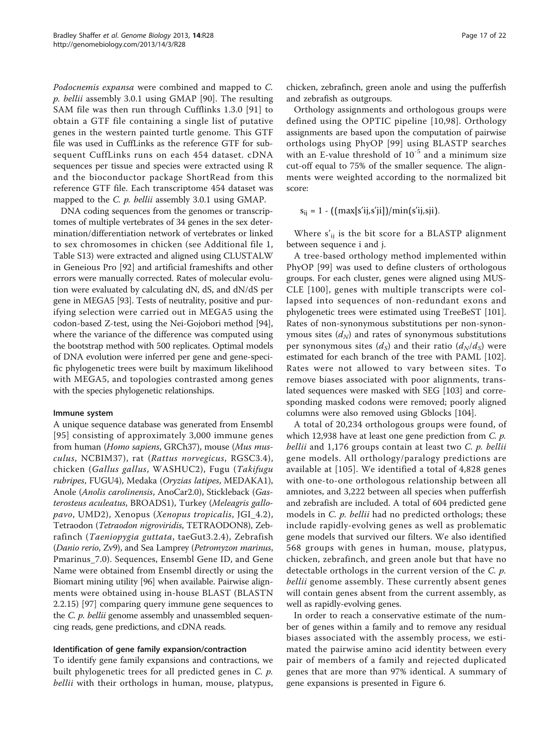*Podocnemis expansa* were combined and mapped to *C. p. bellii* assembly 3.0.1 using GMAP [90]. The resulting SAM file was then run through Cufflinks 1.3.0 [91] to obtain a GTF file containing a single list of putative genes in the western painted turtle genome. This GTF file was used in CuffLinks as the reference GTF for subsequent CuffLinks runs on each 454 dataset. cDNA sequences per tissue and species were extracted using R and the bioconductor package ShortRead from this reference GTF file. Each transcriptome 454 dataset was mapped to the *C. p. bellii* assembly 3.0.1 using GMAP.

DNA coding sequences from the genomes or transcriptomes of multiple vertebrates of 34 genes in the sex determination/differentiation network of vertebrates or linked to sex chromosomes in chicken (see Additional file 1, Table S13) were extracted and aligned using CLUSTALW in Geneious Pro [92] and artificial frameshifts and other errors were manually corrected. Rates of molecular evolution were evaluated by calculating dN, dS, and dN/dS per gene in MEGA5 [93]. Tests of neutrality, positive and purifying selection were carried out in MEGA5 using the codon-based Z-test, using the Nei-Gojobori method [94], where the variance of the difference was computed using the bootstrap method with 500 replicates. Optimal models of DNA evolution were inferred per gene and gene-specific phylogenetic trees were built by maximum likelihood with MEGA5, and topologies contrasted among genes with the species phylogenetic relationships.

#### Immune system

A unique sequence database was generated from Ensembl [95] consisting of approximately 3,000 immune genes from human (*Homo sapiens*, GRCh37), mouse (*Mus musculus*, NCBIM37), rat (*Rattus norvegicus*, RGSC3.4), chicken (*Gallus gallus*, WASHUC2), Fugu (*Takifugu rubripes*, FUGU4), Medaka (*Oryzias latipes*, MEDAKA1), Anole (*Anolis carolinensis*, AnoCar2.0), Stickleback (*Gasterosteus aculeatus*, BROADS1), Turkey (*Meleagris gallopavo*, UMD2), Xenopus (*Xenopus tropicalis*, JGI_4.2), Tetraodon (*Tetraodon nigroviridis*, TETRAODON8), Zebrafinch (*Taeniopygia guttata*, taeGut3.2.4), Zebrafish (*Danio rerio*, Zv9), and Sea Lamprey (*Petromyzon marinus*, Pmarinus_7.0). Sequences, Ensembl Gene ID, and Gene Name were obtained from Ensembl directly or using the Biomart mining utility [96] when available. Pairwise alignments were obtained using in-house BLAST (BLASTN 2.2.15) [97] comparing query immune gene sequences to the *C. p. bellii* genome assembly and unassembled sequencing reads, gene predictions, and cDNA reads.

#### Identification of gene family expansion/contraction

To identify gene family expansions and contractions, we built phylogenetic trees for all predicted genes in *C. p. bellii* with their orthologs in human, mouse, platypus, chicken, zebrafinch, green anole and using the pufferfish and zebrafish as outgroups.

Orthology assignments and orthologous groups were defined using the OPTIC pipeline [10,98]. Orthology assignments are based upon the computation of pairwise orthologs using PhyOP [99] using BLASTP searches with an E-value threshold of $10^{-5}$ and a minimum size cut-off equal to 75% of the smaller sequence. The alignments were weighted according to the normalized bit score:

$$s_{ij} = 1 - ((\max[s'ij,s'ji])/\min(s'ij,sji).$$

Where $s'_{ij}$ is the bit score for a BLASTP alignment between sequence i and j.

A tree-based orthology method implemented within PhyOP [99] was used to define clusters of orthologous groups. For each cluster, genes were aligned using MUSCLE [100], genes with multiple transcripts were collapsed into sequences of non-redundant exons and phylogenetic trees were estimated using TreeBeST [101]. Rates of non-synonymous substitutions per non-synonymous sites ($d_N$) and rates of synonymous substitutions per synonymous sites ($d_S$) and their ratio ($d_N/d_S$) were estimated for each branch of the tree with PAML [102]. Rates were not allowed to vary between sites. To remove biases associated with poor alignments, translated sequences were masked with SEG [103] and corresponding masked codons were removed; poorly aligned columns were also removed using Gblocks [104].

A total of 20,234 orthologous groups were found, of which 12,938 have at least one gene prediction from *C. p. bellii* and 1,176 groups contain at least two *C. p. bellii* gene models. All orthology/paralogy predictions are available at [105]. We identified a total of 4,828 genes with one-to-one orthologous relationship between all amniotes, and 3,222 between all species when pufferfish and zebrafish are included. A total of 604 predicted gene models in *C. p. bellii* had no predicted orthologs; these include rapidly-evolving genes as well as problematic gene models that survived our filters. We also identified 568 groups with genes in human, mouse, platypus, chicken, zebrafinch, and green anole but that have no detectable orthologs in the current version of the *C. p. bellii* genome assembly. These currently absent genes will contain genes absent from the current assembly, as well as rapidly-evolving genes.

In order to reach a conservative estimate of the number of genes within a family and to remove any residual biases associated with the assembly process, we estimated the pairwise amino acid identity between every pair of members of a family and rejected duplicated genes that are more than 97% identical. A summary of gene expansions is presented in Figure 6.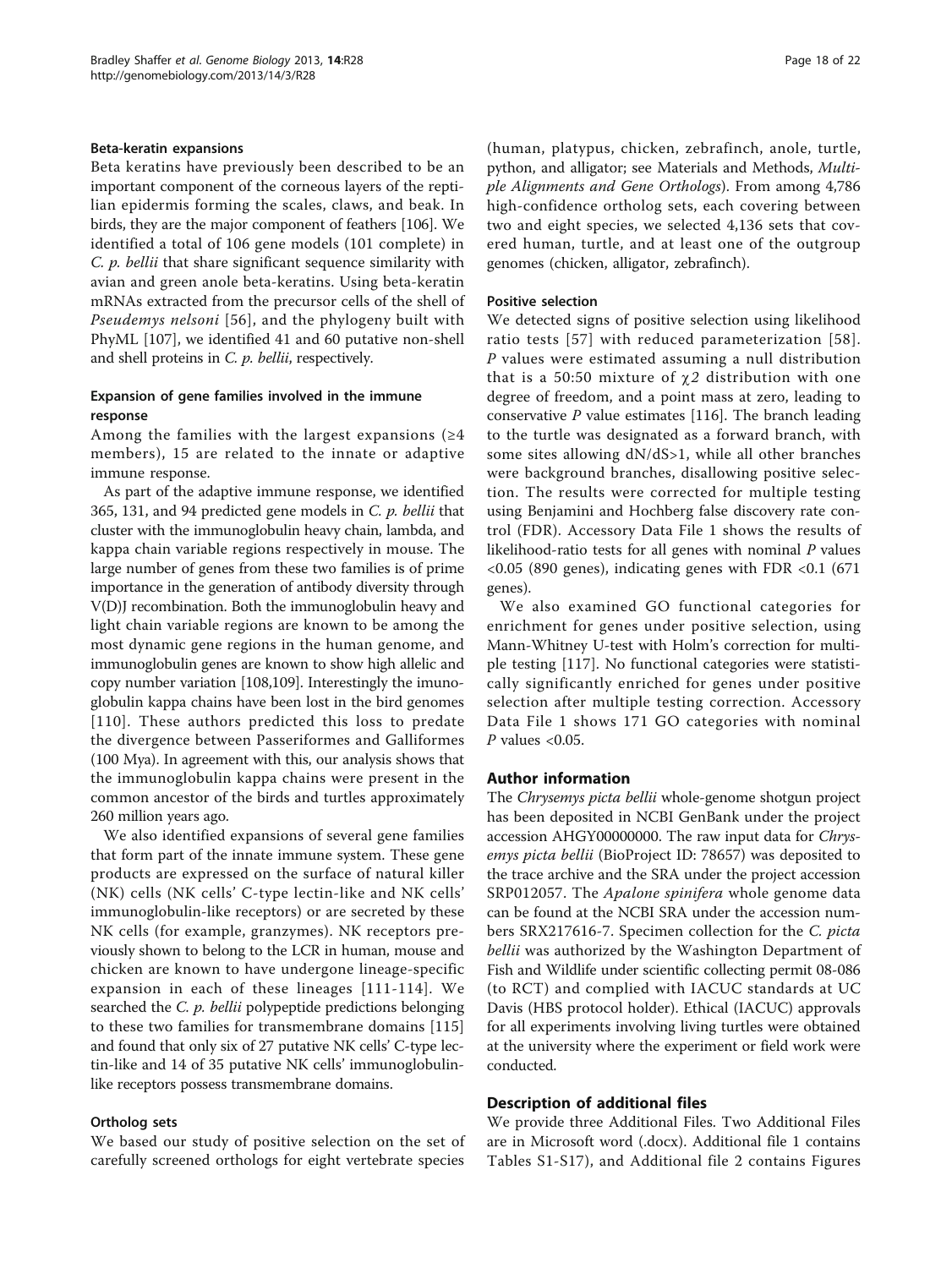#### Beta-keratin expansions

Beta keratins have previously been described to be an important component of the corneous layers of the reptilian epidermis forming the scales, claws, and beak. In birds, they are the major component of feathers [106]. We identified a total of 106 gene models (101 complete) in *C. p. bellii* that share significant sequence similarity with avian and green anole beta-keratins. Using beta-keratin mRNAs extracted from the precursor cells of the shell of *Pseudemys nelsoni* [56], and the phylogeny built with PhyML [107], we identified 41 and 60 putative non-shell and shell proteins in *C. p. bellii*, respectively.

#### Expansion of gene families involved in the immune response

Among the families with the largest expansions (≥4 members), 15 are related to the innate or adaptive immune response.

As part of the adaptive immune response, we identified 365, 131, and 94 predicted gene models in *C. p. bellii* that cluster with the immunoglobulin heavy chain, lambda, and kappa chain variable regions respectively in mouse. The large number of genes from these two families is of prime importance in the generation of antibody diversity through V(D)J recombination. Both the immunoglobulin heavy and light chain variable regions are known to be among the most dynamic gene regions in the human genome, and immunoglobulin genes are known to show high allelic and copy number variation [108,109]. Interestingly the imunoglobulin kappa chains have been lost in the bird genomes [110]. These authors predicted this loss to predate the divergence between Passeriformes and Galliformes (100 Mya). In agreement with this, our analysis shows that the immunoglobulin kappa chains were present in the common ancestor of the birds and turtles approximately 260 million years ago.

We also identified expansions of several gene families that form part of the innate immune system. These gene products are expressed on the surface of natural killer (NK) cells (NK cells' C-type lectin-like and NK cells' immunoglobulin-like receptors) or are secreted by these NK cells (for example, granzymes). NK receptors previously shown to belong to the LCR in human, mouse and chicken are known to have undergone lineage-specific expansion in each of these lineages [111-114]. We searched the *C. p. bellii* polypeptide predictions belonging to these two families for transmembrane domains [115] and found that only six of 27 putative NK cells' C-type lectin-like and 14 of 35 putative NK cells' immunoglobulin-like receptors possess transmembrane domains.

#### Ortholog sets

We based our study of positive selection on the set of carefully screened orthologs for eight vertebrate species (human, platypus, chicken, zebrafinch, anole, turtle, python, and alligator; see Materials and Methods, *Multiple Alignments and Gene Orthologs*). From among 4,786 high-confidence ortholog sets, each covering between two and eight species, we selected 4,136 sets that covered human, turtle, and at least one of the outgroup genomes (chicken, alligator, zebrafinch).

#### Positive selection

We detected signs of positive selection using likelihood ratio tests [57] with reduced parameterization [58]. *P* values were estimated assuming a null distribution that is a 50:50 mixture of $\chi 2$ distribution with one degree of freedom, and a point mass at zero, leading to conservative *P* value estimates [116]. The branch leading to the turtle was designated as a forward branch, with some sites allowing dN/dS>1, while all other branches were background branches, disallowing positive selection. The results were corrected for multiple testing using Benjamini and Hochberg false discovery rate control (FDR). Accessory Data File 1 shows the results of likelihood-ratio tests for all genes with nominal *P* values <0.05 (890 genes), indicating genes with FDR <0.1 (671 genes).

We also examined GO functional categories for enrichment for genes under positive selection, using Mann-Whitney U-test with Holm's correction for multiple testing [117]. No functional categories were statistically significantly enriched for genes under positive selection after multiple testing correction. Accessory Data File 1 shows 171 GO categories with nominal *P* values <0.05.

## Author information

The *Chrysemys picta bellii* whole-genome shotgun project has been deposited in NCBI GenBank under the project accession AHGY00000000. The raw input data for *Chrysemys picta bellii* (BioProject ID: 78657) was deposited to the trace archive and the SRA under the project accession SRP012057. The *Apalone spinifera* whole genome data can be found at the NCBI SRA under the accession numbers SRX217616-7. Specimen collection for the *C. picta bellii* was authorized by the Washington Department of Fish and Wildlife under scientific collecting permit 08-086 (to RCT) and complied with IACUC standards at UC Davis (HBS protocol holder). Ethical (IACUC) approvals for all experiments involving living turtles were obtained at the university where the experiment or field work were conducted.

## Description of additional files

We provide three Additional Files. Two Additional Files are in Microsoft word (.docx). Additional file 1 contains Tables S1-S17), and Additional file 2 contains Figures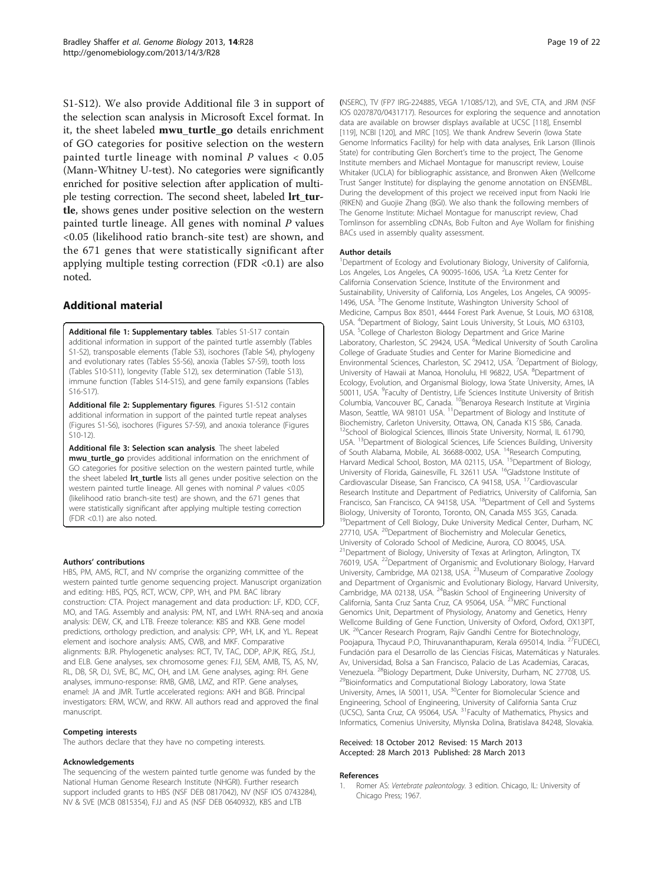S1-S12). We also provide Additional file 3 in support of the selection scan analysis in Microsoft Excel format. In it, the sheet labeled **mwu_turtle_go** details enrichment of GO categories for positive selection on the western painted turtle lineage with nominal *P* values < 0.05 (Mann-Whitney U-test). No categories were significantly enriched for positive selection after application of multiple testing correction. The second sheet, labeled **lrt_turtle**, shows genes under positive selection on the western painted turtle lineage. All genes with nominal *P* values <0.05 (likelihood ratio branch-site test) are shown, and the 671 genes that were statistically significant after applying multiple testing correction (FDR <0.1) are also noted.

## Additional material

**Additional file 1: Supplementary tables**. Tables S1-S17 contain additional information in support of the painted turtle assembly (Tables S1-S2), transposable elements (Table S3), isochores (Table S4), phylogeny and evolutionary rates (Tables S5-S6), anoxia (Tables S7-S9), tooth loss (Tables S10-S11), longevity (Table S12), sex determination (Table S13), immune function (Tables S14-S15), and gene family expansions (Tables S16-S17).

**Additional file 2: Supplementary figures**. Figures S1-S12 contain additional information in support of the painted turtle repeat analyses (Figures S1-S6), isochores (Figures S7-S9), and anoxia tolerance (Figures S10-12).

**Additional file 3: Selection scan analysis**. The sheet labeled **mwu_turtle_go** provides additional information on the enrichment of GO categories for positive selection on the western painted turtle, while the sheet labeled **lrt_turtle** lists all genes under positive selection on the western painted turtle lineage. All genes with nominal *P* values <0.05 (likelihood ratio branch-site test) are shown, and the 671 genes that were statistically significant after applying multiple testing correction (FDR <0.1) are also noted.

#### Authors' contributions

HBS, PM, AMS, RCT, and NV comprise the organizing committee of the western painted turtle genome sequencing project. Manuscript organization and editing: HBS, PQS, RCT, WCW, CPP, WH, and PM. BAC library construction: CTA. Project management and data production: LF, KDD, CCF, MO, and TAG. Assembly and analysis: PM, NT, and LWH. RNA-seq and anoxia analysis: DEW, CK, and LTB. Freeze tolerance: KBS and KKB. Gene model predictions, orthology prediction, and analysis: CPP, WH, LK, and YL. Repeat element and isochore analysis: AMS, CWB, and MKF. Comparative alignments: BJR. Phylogenetic analyses: RCT, TV, TAC, DDP, APJK, REG, JSt.J, and ELB. Gene analyses, sex chromosome genes: FJJ, SEM, AMB, TS, AS, NV, RL, DB, SR, DJ, SVE, BC, MC, OH, and LM. Gene analyses, aging: RH. Gene analyses, immuno-response: RMB, GMB, LMZ, and RTP. Gene analyses, enamel: JA and JMR. Turtle accelerated regions: AKH and BGB. Principal investigators: ERM, WCW, and RKW. All authors read and approved the final manuscript.

#### Competing interests

The authors declare that they have no competing interests.

#### Acknowledgements

The sequencing of the western painted turtle genome was funded by the National Human Genome Research Institute (NHGRI). Further research support included grants to HBS (NSF DEB 0817042), NV (NSF IOS 0743284), NV & SVE (MCB 0815354), FJJ and AS (NSF DEB 0640932), KBS and LTB (NSERC), TV (FP7 IRG-224885, VEGA 1/1085/12), and SVE, CTA, and JRM (NSF IOS 0207870/0431717). Resources for exploring the sequence and annotation data are available on browser displays available at UCSC [118], Ensembl [119], NCBI [120], and MRC [105]. We thank Andrew Severin (Iowa State Genome Informatics Facility) for help with data analyses, Erik Larson (Illinois State) for contributing Glen Borchert's time to the project, The Genome Institute members and Michael Montague for manuscript review, Louise Whitaker (UCLA) for bibliographic assistance, and Bronwen Aken (Wellcome Trust Sanger Institute) for displaying the genome annotation on ENSEMBL. During the development of this project we received input from Naoki Irie (RIKEN) and Guojie Zhang (BGI). We also thank the following members of The Genome Institute: Michael Montague for manuscript review, Chad Tomlinson for assembling cDNAs, Bob Fulton and Aye Wollam for finishing BACs used in assembly quality assessment.

#### Author details

[1]Department of Ecology and Evolutionary Biology, University of California, Los Angeles, Los Angeles, CA 90095-1606, USA. [2]La Kretz Center for California Conservation Science, Institute of the Environment and Sustainability, University of California, Los Angeles, Los Angeles, CA 90095-1496, USA. [3]The Genome Institute, Washington University School of Medicine, Campus Box 8501, 4444 Forest Park Avenue, St Louis, MO 63108, USA. [4]Department of Biology, Saint Louis University, St Louis, MO 63103, USA. [5]College of Charleston Biology Department and Grice Marine Laboratory, Charleston, SC 29424, USA. [6]Medical University of South Carolina College of Graduate Studies and Center for Marine Biomedicine and Environmental Sciences, Charleston, SC 29412, USA. [7]Department of Biology, University of Hawaii at Manoa, Honolulu, HI 96822, USA. [8]Department of Ecology, Evolution, and Organismal Biology, Iowa State University, Ames, IA 50011, USA. [9]Faculty of Dentistry, Life Sciences Institute University of British Columbia, Vancouver BC, Canada. [10]Benaroya Research Institute at Virginia Mason, Seattle, WA 98101 USA. [11]Department of Biology and Institute of Biochemistry, Carleton University, Ottawa, ON, Canada K1S 5B6, Canada. [12]School of Biological Sciences, Illinois State University, Normal, IL 61790, USA. [13]Department of Biological Sciences, Life Sciences Building, University of South Alabama, Mobile, AL 36688-0002, USA. [14]Research Computing, Harvard Medical School, Boston, MA 02115, USA. [15]Department of Biology, University of Florida, Gainesville, FL 32611 USA. [16]Gladstone Institute of Cardiovascular Disease, San Francisco, CA 94158, USA. [17]Cardiovascular Research Institute and Department of Pediatrics, University of California, San Francisco, San Francisco, CA 94158, USA. [18]Department of Cell and Systems Biology, University of Toronto, Toronto, ON, Canada M5S 3G5, Canada. [19]Department of Cell Biology, Duke University Medical Center, Durham, NC 27710, USA. [20]Department of Biochemistry and Molecular Genetics, University of Colorado School of Medicine, Aurora, CO 80045, USA. [21]Department of Biology, University of Texas at Arlington, Arlington, TX 76019, USA. [22]Department of Organismic and Evolutionary Biology, Harvard University, Cambridge, MA 02138, USA. [23]Museum of Comparative Zoology and Department of Organismic and Evolutionary Biology, Harvard University, Cambridge, MA 02138, USA. [24]Baskin School of Engineering University of California, Santa Cruz Santa Cruz, CA 95064, USA. [25]MRC Functional Genomics Unit, Department of Physiology, Anatomy and Genetics, Henry Wellcome Building of Gene Function, University of Oxford, Oxford, OX13PT, UK. [26]Cancer Research Program, Rajiv Gandhi Centre for Biotechnology, Poojapura, Thycaud P.O, Thiruvananthapuram, Kerala 695014, India. [27]FUDECI, Fundación para el Desarrollo de las Ciencias Físicas, Matemáticas y Naturales. Av, Universidad, Bolsa a San Francisco, Palacio de Las Academias, Caracas, Venezuela. [28]Biology Department, Duke University, Durham, NC 27708, US. [29]Bioinformatics and Computational Biology Laboratory, Iowa State University, Ames, IA 50011, USA. [30]Center for Biomolecular Science and Engineering, School of Engineering, University of California Santa Cruz (UCSC), Santa Cruz, CA 95064, USA. [31]Faculty of Mathematics, Physics and Informatics, Comenius University, Mlynska Dolina, Bratislava 84248, Slovakia.

Received: 18 October 2012 Revised: 15 March 2013
Accepted: 28 March 2013 Published: 28 March 2013

#### References

1. Romer AS: *Vertebrate paleontology.* 3 edition. Chicago, IL: University of Chicago Press; 1967.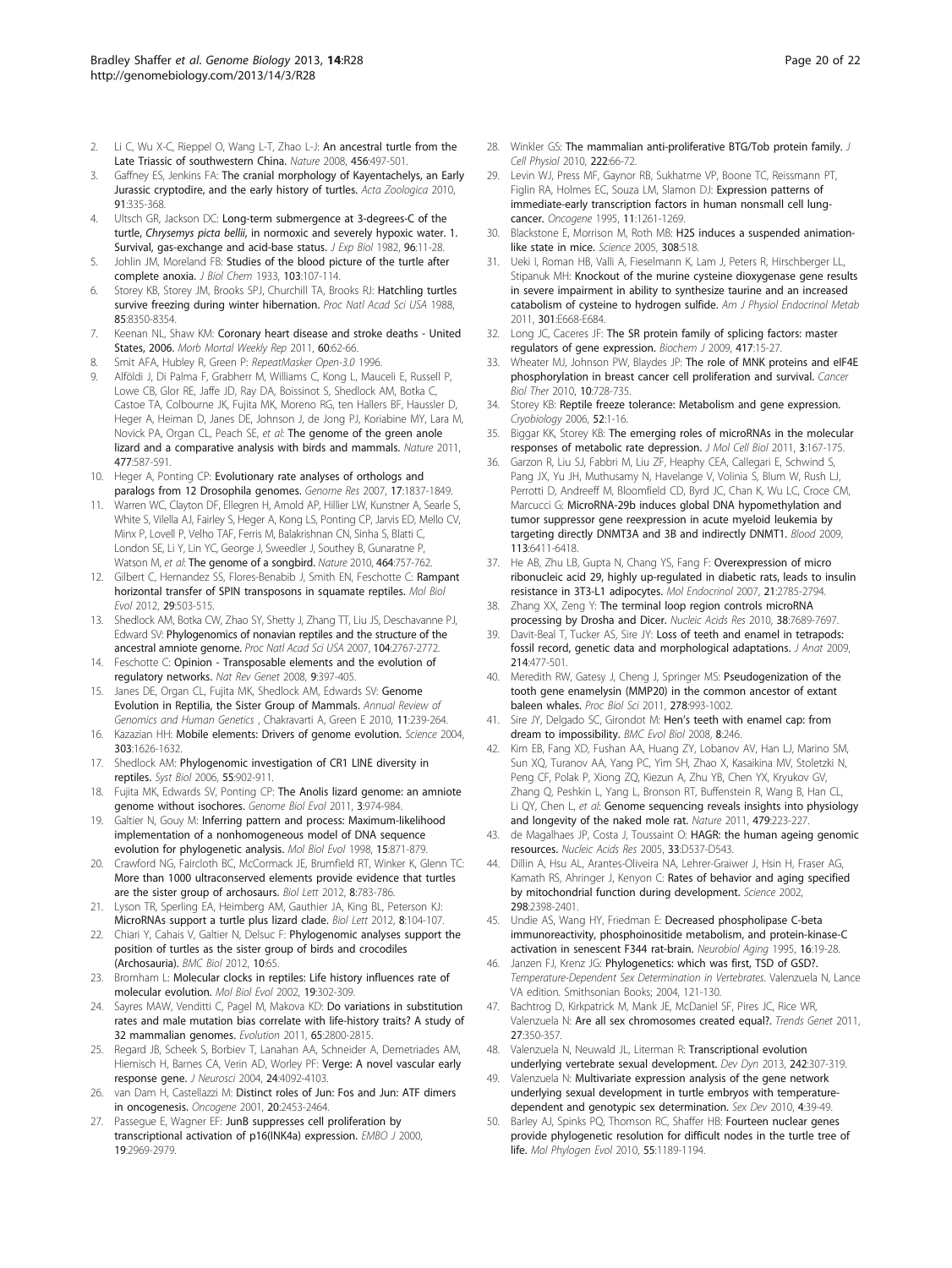2. Li C, Wu X-C, Rieppel O, Wang L-T, Zhao L-J: An ancestral turtle from the Late Triassic of southwestern China. *Nature* 2008, **456**:497-501.
3. Gaffney ES, Jenkins FA: The cranial morphology of Kayentachelys, an Early Jurassic cryptodire, and the early history of turtles. *Acta Zoologica* 2010, **91**:335-368.
4. Ultsch GR, Jackson DC: Long-term submergence at 3-degrees-C of the turtle, *Chrysemys picta bellii*, in normoxic and severely hypoxic water. 1. Survival, gas-exchange and acid-base status. *J Exp Biol* 1982, **96**:11-28.
5. Johlin JM, Moreland FB: Studies of the blood picture of the turtle after complete anoxia. *J Biol Chem* 1933, **103**:107-114.
6. Storey KB, Storey JM, Brooks SPJ, Churchill TA, Brooks RJ: Hatchling turtles survive freezing during winter hibernation. *Proc Natl Acad Sci USA* 1988, **85**:8350-8354.
7. Keenan NL, Shaw KM: Coronary heart disease and stroke deaths - United States, 2006. *Morb Mortal Weekly Rep* 2011, **60**:62-66.
8. Smit AFA, Hubley R, Green P: *RepeatMasker Open-3.0* 1996.
9. Alföldi J, Di Palma F, Grabherr M, Williams C, Kong L, Mauceli E, Russell P, Lowe CB, Glor RE, Jaffe JD, Ray DA, Boissinot S, Shedlock AM, Botka C, Castoe TA, Colbourne JK, Fujita MK, Moreno RG, ten Hallers BF, Haussler D, Heger A, Heiman D, Janes DE, Johnson J, de Jong PJ, Koriabine MY, Lara M, Novick PA, Organ CL, Peach SE, *et al*: The genome of the green anole lizard and a comparative analysis with birds and mammals. *Nature* 2011, **477**:587-591.
10. Heger A, Ponting CP: Evolutionary rate analyses of orthologs and paralogs from 12 Drosophila genomes. *Genome Res* 2007, **17**:1837-1849.
11. Warren WC, Clayton DF, Ellegren H, Arnold AP, Hillier LW, Kunstner A, Searle S, White S, Vilella AJ, Fairley S, Heger A, Kong LS, Ponting CP, Jarvis ED, Mello CV, Minx P, Lovell P, Velho TAF, Ferris M, Balakrishnan CN, Sinha S, Blatti C, London SE, Li Y, Lin YC, George J, Sweedler J, Southey B, Gunaratne P, Watson M, *et al*: The genome of a songbird. *Nature* 2010, **464**:757-762.
12. Gilbert C, Hernandez SS, Flores-Benabib J, Smith EN, Feschotte C: Rampant horizontal transfer of SPIN transposons in squamate reptiles. *Mol Biol Evol* 2012, **29**:503-515.
13. Shedlock AM, Botka CW, Zhao SY, Shetty J, Zhang TT, Liu JS, Deschavanne PJ, Edward SV: Phylogenomics of nonavian reptiles and the structure of the ancestral amniote genome. *Proc Natl Acad Sci USA* 2007, **104**:2767-2772.
14. Feschotte C: Opinion - Transposable elements and the evolution of regulatory networks. *Nat Rev Genet* 2008, **9**:397-405.
15. Janes DE, Organ CL, Fujita MK, Shedlock AM, Edwards SV: Genome Evolution in Reptilia, the Sister Group of Mammals. *Annual Review of Genomics and Human Genetics* , Chakravarti A, Green E 2010, **11**:239-264.
16. Kazazian HH: Mobile elements: Drivers of genome evolution. *Science* 2004, **303**:1626-1632.
17. Shedlock AM: Phylogenomic investigation of CR1 LINE diversity in reptiles. *Syst Biol* 2006, **55**:902-911.
18. Fujita MK, Edwards SV, Ponting CP: The Anolis lizard genome: an amniote genome without isochores. *Genome Biol Evol* 2011, **3**:974-984.
19. Galtier N, Gouy M: Inferring pattern and process: Maximum-likelihood implementation of a nonhomogeneous model of DNA sequence evolution for phylogenetic analysis. *Mol Biol Evol* 1998, **15**:871-879.
20. Crawford NG, Faircloth BC, McCormack JE, Brumfield RT, Winker K, Glenn TC: More than 1000 ultraconserved elements provide evidence that turtles are the sister group of archosaurs. *Biol Lett* 2012, **8**:783-786.
21. Lyson TR, Sperling EA, Heimberg AM, Gauthier JA, King BL, Peterson KJ: MicroRNAs support a turtle plus lizard clade. *Biol Lett* 2012, **8**:104-107.
22. Chiari Y, Cahais V, Galtier N, Delsuc F: Phylogenomic analyses support the position of turtles as the sister group of birds and crocodiles (Archosauria). *BMC Biol* 2012, **10**:65.
23. Bromham L: Molecular clocks in reptiles: Life history influences rate of molecular evolution. *Mol Biol Evol* 2002, **19**:302-309.
24. Sayres MAW, Venditti C, Pagel M, Makova KD: Do variations in substitution rates and male mutation bias correlate with life-history traits? A study of 32 mammalian genomes. *Evolution* 2011, **65**:2800-2815.
25. Regard JB, Scheek S, Borbiev T, Lanahan AA, Schneider A, Demetriades AM, Hiemisch H, Barnes CA, Verin AD, Worley PF: Verge: A novel vascular early response gene. *J Neurosci* 2004, **24**:4092-4103.
26. van Dam H, Castellazzi M: Distinct roles of Jun: Fos and Jun: ATF dimers in oncogenesis. *Oncogene* 2001, **20**:2453-2464.
27. Passegue E, Wagner EF: JunB suppresses cell proliferation by transcriptional activation of p16(INK4a) expression. *EMBO J* 2000, **19**:2969-2979.
28. Winkler GS: The mammalian anti-proliferative BTG/Tob protein family. *J Cell Physiol* 2010, **222**:66-72.
29. Levin WJ, Press MF, Gaynor RB, Sukhatme VP, Boone TC, Reissmann PT, Figlin RA, Holmes EC, Souza LM, Slamon DJ: Expression patterns of immediate-early transcription factors in human nonsmall cell lung-cancer. *Oncogene* 1995, **11**:1261-1269.
30. Blackstone E, Morrison M, Roth MB: H2S induces a suspended animation-like state in mice. *Science* 2005, **308**:518.
31. Ueki I, Roman HB, Valli A, Fieselmann K, Lam J, Peters R, Hirschberger LL, Stipanuk MH: Knockout of the murine cysteine dioxygenase gene results in severe impairment in ability to synthesize taurine and an increased catabolism of cysteine to hydrogen sulfide. *Am J Physiol Endocrinol Metab* 2011, **301**:E668-E684.
32. Long JC, Caceres JF: The SR protein family of splicing factors: master regulators of gene expression. *Biochem J* 2009, **417**:15-27.
33. Wheater MJ, Johnson PW, Blaydes JP: The role of MNK proteins and eIF4E phosphorylation in breast cancer cell proliferation and survival. *Cancer Biol Ther* 2010, **10**:728-735.
34. Storey KB: Reptile freeze tolerance: Metabolism and gene expression. *Cryobiology* 2006, **52**:1-16.
35. Biggar KK, Storey KB: The emerging roles of microRNAs in the molecular responses of metabolic rate depression. *J Mol Cell Biol* 2011, **3**:167-175.
36. Garzon R, Liu SJ, Fabbri M, Liu ZF, Heaphy CEA, Callegari E, Schwind S, Pang JX, Yu JH, Muthusamy N, Havelange V, Volinia S, Blum W, Rush LJ, Perrotti D, Andreeff M, Bloomfield CD, Byrd JC, Chan K, Wu LC, Croce CM, Marcucci G: MicroRNA-29b induces global DNA hypomethylation and tumor suppressor gene reexpression in acute myeloid leukemia by targeting directly DNMT3A and 3B and indirectly DNMT1. *Blood* 2009, **113**:6411-6418.
37. He AB, Zhu LB, Gupta N, Chang YS, Fang F: Overexpression of micro ribonucleic acid 29, highly up-regulated in diabetic rats, leads to insulin resistance in 3T3-L1 adipocytes. *Mol Endocrinol* 2007, **21**:2785-2794.
38. Zhang XX, Zeng Y: The terminal loop region controls microRNA processing by Drosha and Dicer. *Nucleic Acids Res* 2010, **38**:7689-7697.
39. Davit-Beal T, Tucker AS, Sire JY: Loss of teeth and enamel in tetrapods: fossil record, genetic data and morphological adaptations. *J Anat* 2009, **214**:477-501.
40. Meredith RW, Gatesy J, Cheng J, Springer MS: Pseudogenization of the tooth gene enamelysin (MMP20) in the common ancestor of extant baleen whales. *Proc Biol Sci* 2011, **278**:993-1002.
41. Sire JY, Delgado SC, Girondot M: Hen's teeth with enamel cap: from dream to impossibility. *BMC Evol Biol* 2008, **8**:246.
42. Kim EB, Fang XD, Fushan AA, Huang ZY, Lobanov AV, Han LJ, Marino SM, Sun XQ, Turanov AA, Yang PC, Yim SH, Zhao X, Kasaikina MV, Stoletzki N, Peng CF, Polak P, Xiong ZQ, Kiezun A, Zhu YB, Chen YX, Kryukov GV, Zhang Q, Peshkin L, Yang L, Bronson RT, Buffenstein R, Wang B, Han CL, Li QY, Chen L, *et al*: Genome sequencing reveals insights into physiology and longevity of the naked mole rat. *Nature* 2011, **479**:223-227.
43. de Magalhaes JP, Costa J, Toussaint O: HAGR: the human ageing genomic resources. *Nucleic Acids Res* 2005, **33**:D537-D543.
44. Dillin A, Hsu AL, Arantes-Oliveira NA, Lehrer-Graiwer J, Hsin H, Fraser AG, Kamath RS, Ahringer J, Kenyon C: Rates of behavior and aging specified by mitochondrial function during development. *Science* 2002, **298**:2398-2401.
45. Undie AS, Wang HY, Friedman E: Decreased phospholipase C-beta immunoreactivity, phosphoinositide metabolism, and protein-kinase-C activation in senescent F344 rat-brain. *Neurobiol Aging* 1995, **16**:19-28.
46. Janzen FJ, Krenz JG: Phylogenetics: which was first, TSD of GSD?. *Temperature-Dependent Sex Determination in Vertebrates*. Valenzuela N, Lance VA edition. Smithsonian Books; 2004, 121-130.
47. Bachtrog D, Kirkpatrick M, Mank JE, McDaniel SF, Pires JC, Rice WR, Valenzuela N: Are all sex chromosomes created equal?. *Trends Genet* 2011, **27**:350-357.
48. Valenzuela N, Neuwald JL, Literman R: Transcriptional evolution underlying vertebrate sexual development. *Dev Dyn* 2013, **242**:307-319.
49. Valenzuela N: Multivariate expression analysis of the gene network underlying sexual development in turtle embryos with temperature-dependent and genotypic sex determination. *Sex Dev* 2010, **4**:39-49.
50. Barley AJ, Spinks PQ, Thomson RC, Shaffer HB: Fourteen nuclear genes provide phylogenetic resolution for difficult nodes in the turtle tree of life. *Mol Phylogen Evol* 2010, **55**:1189-1194.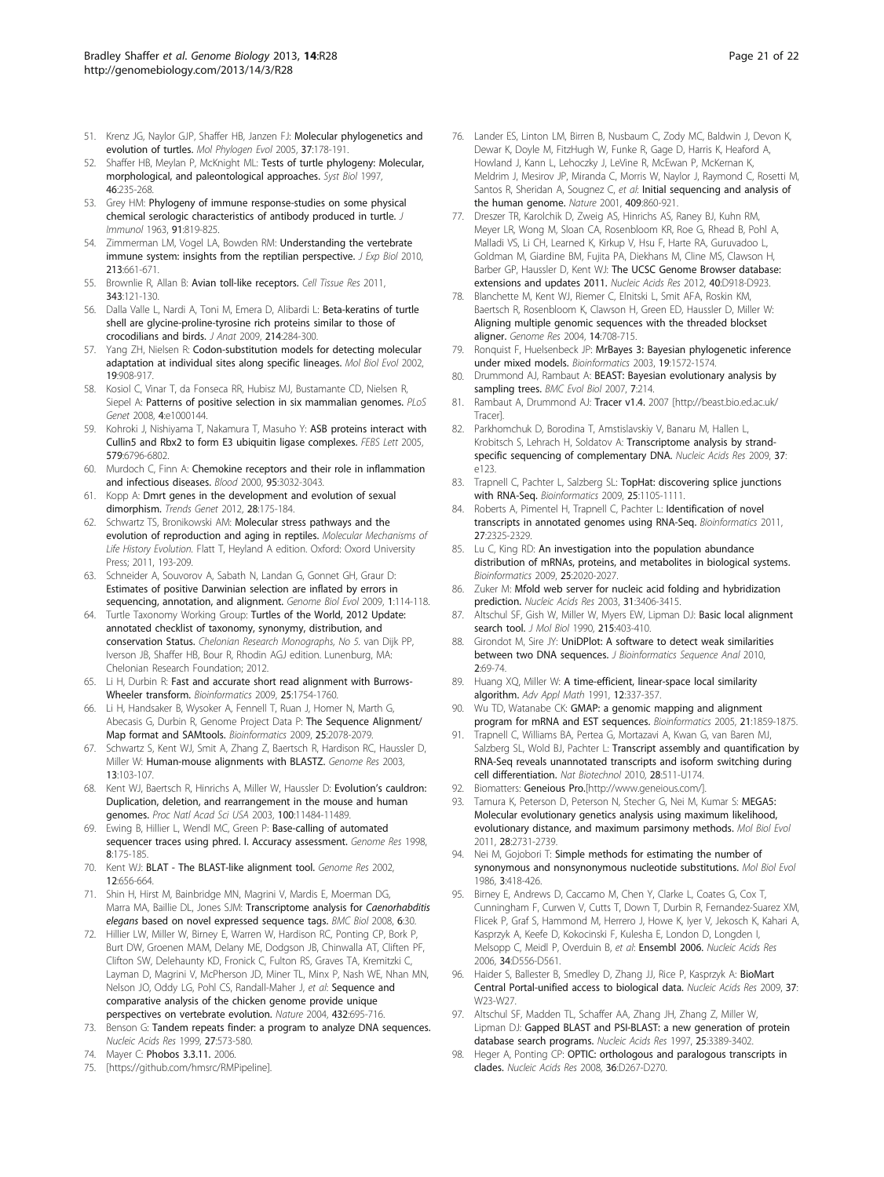51. Krenz JG, Naylor GJP, Shaffer HB, Janzen FJ: **Molecular phylogenetics and evolution of turtles.** *Mol Phylogen Evol* 2005, **37**:178-191.
52. Shaffer HB, Meylan P, McKnight ML: **Tests of turtle phylogeny: Molecular, morphological, and paleontological approaches.** *Syst Biol* 1997, **46**:235-268.
53. Grey HM: **Phylogeny of immune response-studies on some physical chemical serologic characteristics of antibody produced in turtle.** *J Immunol* 1963, **91**:819-825.
54. Zimmerman LM, Vogel LA, Bowden RM: **Understanding the vertebrate immune system: insights from the reptilian perspective.** *J Exp Biol* 2010, **213**:661-671.
55. Brownlie R, Allan B: **Avian toll-like receptors.** *Cell Tissue Res* 2011, **343**:121-130.
56. Dalla Valle L, Nardi A, Toni M, Emera D, Alibardi L: **Beta-keratins of turtle shell are glycine-proline-tyrosine rich proteins similar to those of crocodilians and birds.** *J Anat* 2009, **214**:284-300.
57. Yang ZH, Nielsen R: **Codon-substitution models for detecting molecular adaptation at individual sites along specific lineages.** *Mol Biol Evol* 2002, **19**:908-917.
58. Kosiol C, Vinar T, da Fonseca RR, Hubisz MJ, Bustamante CD, Nielsen R, Siepel A: **Patterns of positive selection in six mammalian genomes.** *PLoS Genet* 2008, **4**:e1000144.
59. Kohroki J, Nishiyama T, Nakamura T, Masuho Y: **ASB proteins interact with Cullin5 and Rbx2 to form E3 ubiquitin ligase complexes.** *FEBS Lett* 2005, **579**:6796-6802.
60. Murdoch C, Finn A: **Chemokine receptors and their role in inflammation and infectious diseases.** *Blood* 2000, **95**:3032-3043.
61. Kopp A: **Dmrt genes in the development and evolution of sexual dimorphism.** *Trends Genet* 2012, **28**:175-184.
62. Schwartz TS, Bronikowski AM: **Molecular stress pathways and the evolution of reproduction and aging in reptiles.** *Molecular Mechanisms of Life History Evolution.* Flatt T, Heyland A edition. Oxford: Oxord University Press; 2011, 193-209.
63. Schneider A, Souvorov A, Sabath N, Landan G, Gonnet GH, Graur D: **Estimates of positive Darwinian selection are inflated by errors in sequencing, annotation, and alignment.** *Genome Biol Evol* 2009, **1**:114-118.
64. Turtle Taxonomy Working Group: **Turtles of the World, 2012 Update: annotated checklist of taxonomy, synonymy, distribution, and conservation Status.** *Chelonian Research Monographs, No 5.* van Dijk PP, Iverson JB, Shaffer HB, Bour R, Rhodin AGJ edition. Lunenburg, MA: Chelonian Research Foundation; 2012.
65. Li H, Durbin R: **Fast and accurate short read alignment with Burrows-Wheeler transform.** *Bioinformatics* 2009, **25**:1754-1760.
66. Li H, Handsaker B, Wysoker A, Fennell T, Ruan J, Homer N, Marth G, Abecasis G, Durbin R, Genome Project Data P: **The Sequence Alignment/Map format and SAMtools.** *Bioinformatics* 2009, **25**:2078-2079.
67. Schwartz S, Kent WJ, Smit A, Zhang Z, Baertsch R, Hardison RC, Haussler D, Miller W: **Human-mouse alignments with BLASTZ.** *Genome Res* 2003, **13**:103-107.
68. Kent WJ, Baertsch R, Hinrichs A, Miller W, Haussler D: **Evolution's cauldron: Duplication, deletion, and rearrangement in the mouse and human genomes.** *Proc Natl Acad Sci USA* 2003, **100**:11484-11489.
69. Ewing B, Hillier L, Wendl MC, Green P: **Base-calling of automated sequencer traces using phred. I. Accuracy assessment.** *Genome Res* 1998, **8**:175-185.
70. Kent WJ: **BLAT - The BLAST-like alignment tool.** *Genome Res* 2002, **12**:656-664.
71. Shin H, Hirst M, Bainbridge MN, Magrini V, Mardis E, Moerman DG, Marra MA, Baillie DL, Jones SJM: **Transcriptome analysis for *Caenorhabditis elegans* based on novel expressed sequence tags.** *BMC Biol* 2008, **6**:30.
72. Hillier LW, Miller W, Birney E, Warren W, Hardison RC, Ponting CP, Bork P, Burt DW, Groenen MAM, Delany ME, Dodgson JB, Chinwalla AT, Cliften PF, Clifton SW, Delehaunty KD, Fronick C, Fulton RS, Graves TA, Kremitzki C, Layman D, Magrini V, McPherson JD, Miner TL, Minx P, Nash WE, Nhan MN, Nelson JO, Oddy LG, Pohl CS, Randall-Maher J, *et al*: **Sequence and comparative analysis of the chicken genome provide unique perspectives on vertebrate evolution.** *Nature* 2004, **432**:695-716.
73. Benson G: **Tandem repeats finder: a program to analyze DNA sequences.** *Nucleic Acids Res* 1999, **27**:573-580.
74. Mayer C: **Phobos 3.3.11.** 2006.
75. [https://github.com/hmsrc/RMPipeline].
76. Lander ES, Linton LM, Birren B, Nusbaum C, Zody MC, Baldwin J, Devon K, Dewar K, Doyle M, FitzHugh W, Funke R, Gage D, Harris K, Heaford A, Howland J, Kann L, Lehoczky J, LeVine R, McEwan P, McKernan K, Meldrim J, Mesirov JP, Miranda C, Morris W, Naylor J, Raymond C, Rosetti M, Santos R, Sheridan A, Sougnez C, *et al*: **Initial sequencing and analysis of the human genome.** *Nature* 2001, **409**:860-921.
77. Dreszer TR, Karolchik D, Zweig AS, Hinrichs AS, Raney BJ, Kuhn RM, Meyer LR, Wong M, Sloan CA, Rosenbloom KR, Roe G, Rhead B, Pohl A, Malladi VS, Li CH, Learned K, Kirkup V, Hsu F, Harte RA, Guruvadoo L, Goldman M, Giardine BM, Fujita PA, Diekhans M, Cline MS, Clawson H, Barber GP, Haussler D, Kent WJ: **The UCSC Genome Browser database: extensions and updates 2011.** *Nucleic Acids Res* 2012, **40**:D918-D923.
78. Blanchette M, Kent WJ, Riemer C, Elnitski L, Smit AFA, Roskin KM, Baertsch R, Rosenbloom K, Clawson H, Green ED, Haussler D, Miller W: **Aligning multiple genomic sequences with the threaded blockset aligner.** *Genome Res* 2004, **14**:708-715.
79. Ronquist F, Huelsenbeck JP: **MrBayes 3: Bayesian phylogenetic inference under mixed models.** *Bioinformatics* 2003, **19**:1572-1574.
80. Drummond AJ, Rambaut A: **BEAST: Bayesian evolutionary analysis by sampling trees.** *BMC Evol Biol* 2007, **7**:214.
81. Rambaut A, Drummond AJ: **Tracer v1.4.** 2007 [http://beast.bio.ed.ac.uk/Tracer].
82. Parkhomchuk D, Borodina T, Amstislavskiy V, Banaru M, Hallen L, Krobitsch S, Lehrach H, Soldatov A: **Transcriptome analysis by strand-specific sequencing of complementary DNA.** *Nucleic Acids Res* 2009, **37**:e123.
83. Trapnell C, Pachter L, Salzberg SL: **TopHat: discovering splice junctions with RNA-Seq.** *Bioinformatics* 2009, **25**:1105-1111.
84. Roberts A, Pimentel H, Trapnell C, Pachter L: **Identification of novel transcripts in annotated genomes using RNA-Seq.** *Bioinformatics* 2011, **27**:2325-2329.
85. Lu C, King RD: **An investigation into the population abundance distribution of mRNAs, proteins, and metabolites in biological systems.** *Bioinformatics* 2009, **25**:2020-2027.
86. Zuker M: **Mfold web server for nucleic acid folding and hybridization prediction.** *Nucleic Acids Res* 2003, **31**:3406-3415.
87. Altschul SF, Gish W, Miller W, Myers EW, Lipman DJ: **Basic local alignment search tool.** *J Mol Biol* 1990, **215**:403-410.
88. Girondot M, Sire JY: **UniDPlot: A software to detect weak similarities between two DNA sequences.** *J Bioinformatics Sequence Anal* 2010, **2**:69-74.
89. Huang XQ, Miller W: **A time-efficient, linear-space local similarity algorithm.** *Adv Appl Math* 1991, **12**:337-357.
90. Wu TD, Watanabe CK: **GMAP: a genomic mapping and alignment program for mRNA and EST sequences.** *Bioinformatics* 2005, **21**:1859-1875.
91. Trapnell C, Williams BA, Pertea G, Mortazavi A, Kwan G, van Baren MJ, Salzberg SL, Wold BJ, Pachter L: **Transcript assembly and quantification by RNA-Seq reveals unannotated transcripts and isoform switching during cell differentiation.** *Nat Biotechnol* 2010, **28**:511-U174.
92. Biomatters: **Geneious Pro.**[http://www.geneious.com/].
93. Tamura K, Peterson D, Peterson N, Stecher G, Nei M, Kumar S: **MEGA5: Molecular evolutionary genetics analysis using maximum likelihood, evolutionary distance, and maximum parsimony methods.** *Mol Biol Evol* 2011, **28**:2731-2739.
94. Nei M, Gojobori T: **Simple methods for estimating the number of synonymous and nonsynonymous nucleotide substitutions.** *Mol Biol Evol* 1986, **3**:418-426.
95. Birney E, Andrews D, Caccamo M, Chen Y, Clarke L, Coates G, Cox T, Cunningham F, Curwen V, Cutts T, Down T, Durbin R, Fernandez-Suarez XM, Flicek P, Graf S, Hammond M, Herrero J, Howe K, Iyer V, Jekosch K, Kahari A, Kasprzyk A, Keefe D, Kokocinski F, Kulesha E, London D, Longden I, Melsopp C, Meidl P, Overduin B, *et al*: **Ensembl 2006.** *Nucleic Acids Res* 2006, **34**:D556-D561.
96. Haider S, Ballester B, Smedley D, Zhang JJ, Rice P, Kasprzyk A: **BioMart Central Portal-unified access to biological data.** *Nucleic Acids Res* 2009, **37**:W23-W27.
97. Altschul SF, Madden TL, Schaffer AA, Zhang JH, Zhang Z, Miller W, Lipman DJ: **Gapped BLAST and PSI-BLAST: a new generation of protein database search programs.** *Nucleic Acids Res* 1997, **25**:3389-3402.
98. Heger A, Ponting CP: **OPTIC: orthologous and paralogous transcripts in clades.** *Nucleic Acids Res* 2008, **36**:D267-D270.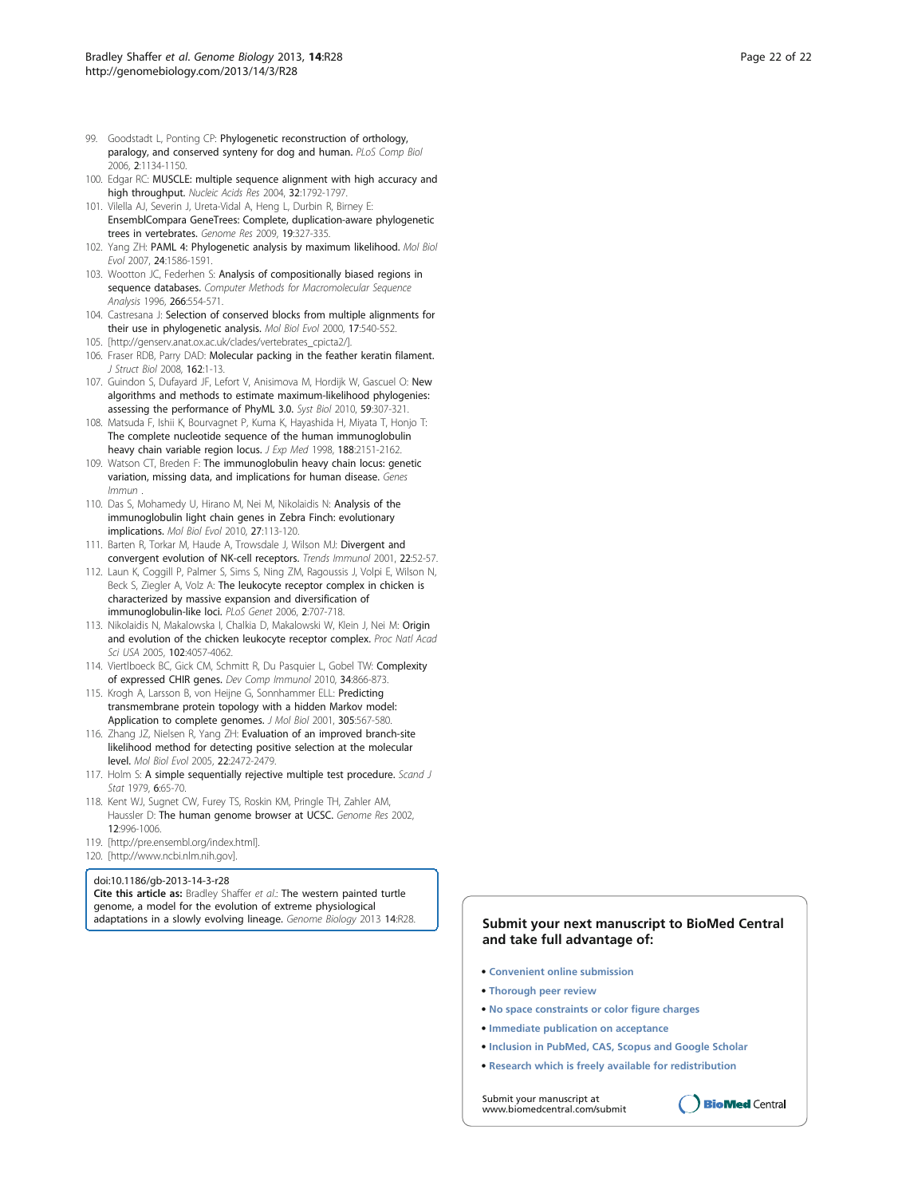99. Goodstadt L, Ponting CP: **Phylogenetic reconstruction of orthology, paralogy, and conserved synteny for dog and human.** *PLoS Comp Biol* 2006, **2**:1134-1150.
100. Edgar RC: **MUSCLE: multiple sequence alignment with high accuracy and high throughput.** *Nucleic Acids Res* 2004, **32**:1792-1797.
101. Vilella AJ, Severin J, Ureta-Vidal A, Heng L, Durbin R, Birney E: **EnsemblCompara GeneTrees: Complete, duplication-aware phylogenetic trees in vertebrates.** *Genome Res* 2009, **19**:327-335.
102. Yang ZH: **PAML 4: Phylogenetic analysis by maximum likelihood.** *Mol Biol Evol* 2007, **24**:1586-1591.
103. Wootton JC, Federhen S: **Analysis of compositionally biased regions in sequence databases.** *Computer Methods for Macromolecular Sequence Analysis* 1996, **266**:554-571.
104. Castresana J: **Selection of conserved blocks from multiple alignments for their use in phylogenetic analysis.** *Mol Biol Evol* 2000, **17**:540-552.
105. [http://genserv.anat.ox.ac.uk/clades/vertebrates_cpicta2/].
106. Fraser RDB, Parry DAD: **Molecular packing in the feather keratin filament.** *J Struct Biol* 2008, **162**:1-13.
107. Guindon S, Dufayard JF, Lefort V, Anisimova M, Hordijk W, Gascuel O: **New algorithms and methods to estimate maximum-likelihood phylogenies: assessing the performance of PhyML 3.0.** *Syst Biol* 2010, **59**:307-321.
108. Matsuda F, Ishii K, Bourvagnet P, Kuma K, Hayashida H, Miyata T, Honjo T: **The complete nucleotide sequence of the human immunoglobulin heavy chain variable region locus.** *J Exp Med* 1998, **188**:2151-2162.
109. Watson CT, Breden F: **The immunoglobulin heavy chain locus: genetic variation, missing data, and implications for human disease.** *Genes Immun* .
110. Das S, Mohamedy U, Hirano M, Nei M, Nikolaidis N: **Analysis of the immunoglobulin light chain genes in Zebra Finch: evolutionary implications.** *Mol Biol Evol* 2010, **27**:113-120.
111. Barten R, Torkar M, Haude A, Trowsdale J, Wilson MJ: **Divergent and convergent evolution of NK-cell receptors.** *Trends Immunol* 2001, **22**:52-57.
112. Laun K, Coggill P, Palmer S, Sims S, Ning ZM, Ragoussis J, Volpi E, Wilson N, Beck S, Ziegler A, Volz A: **The leukocyte receptor complex in chicken is characterized by massive expansion and diversification of immunoglobulin-like loci.** *PLoS Genet* 2006, **2**:707-718.
113. Nikolaidis N, Makalowska I, Chalkia D, Makalowski W, Klein J, Nei M: **Origin and evolution of the chicken leukocyte receptor complex.** *Proc Natl Acad Sci USA* 2005, **102**:4057-4062.
114. Viertlboeck BC, Gick CM, Schmitt R, Du Pasquier L, Gobel TW: **Complexity of expressed CHIR genes.** *Dev Comp Immunol* 2010, **34**:866-873.
115. Krogh A, Larsson B, von Heijne G, Sonnhammer ELL: **Predicting transmembrane protein topology with a hidden Markov model: Application to complete genomes.** *J Mol Biol* 2001, **305**:567-580.
116. Zhang JZ, Nielsen R, Yang ZH: **Evaluation of an improved branch-site likelihood method for detecting positive selection at the molecular level.** *Mol Biol Evol* 2005, **22**:2472-2479.
117. Holm S: **A simple sequentially rejective multiple test procedure.** *Scand J Stat* 1979, **6**:65-70.
118. Kent WJ, Sugnet CW, Furey TS, Roskin KM, Pringle TH, Zahler AM, Haussler D: **The human genome browser at UCSC.** *Genome Res* 2002, **12**:996-1006.
119. [http://pre.ensembl.org/index.html].
120. [http://www.ncbi.nlm.nih.gov].

doi:10.1186/gb-2013-14-3-r28
**Cite this article as:** Bradley Shaffer *et al.*: The western painted turtle genome, a model for the evolution of extreme physiological adaptations in a slowly evolving lineage. *Genome Biology* 2013 **14**:R28.

**Submit your next manuscript to BioMed Central and take full advantage of:**

- Convenient online submission
- Thorough peer review
- No space constraints or color figure charges
- Immediate publication on acceptance
- Inclusion in PubMed, CAS, Scopus and Google Scholar
- Research which is freely available for redistribution

Submit your manuscript at
www.biomedcentral.com/submit

BioMed Central